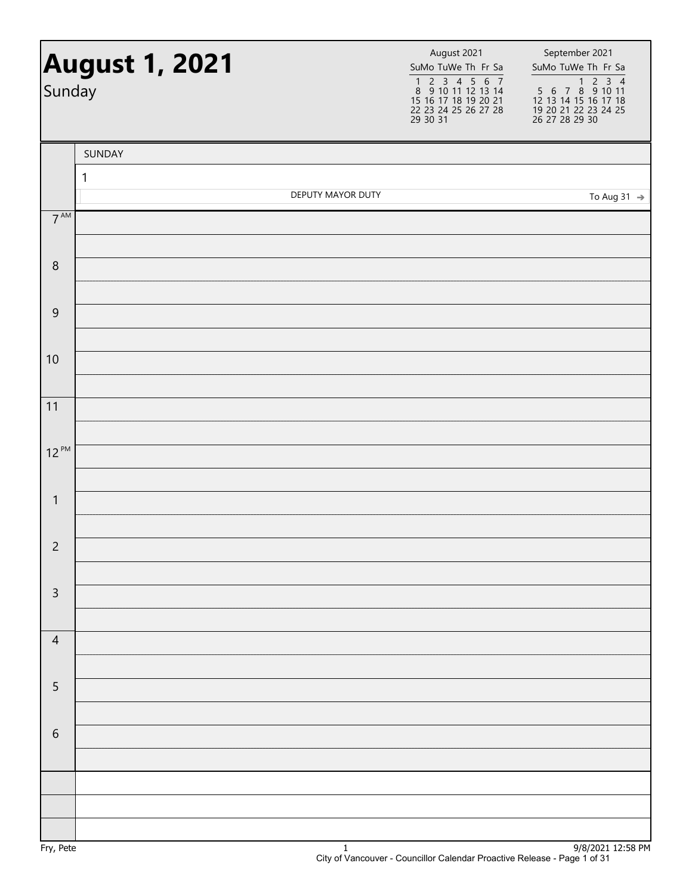# August 1, 2021

Sunday

| August 2021 | | | | | | |
|---|---|---|---|---|---|---|
| Su | Mo | Tu | We | Th | Fr | Sa |
| 1 | 2 | 3 | 4 | 5 | 6 | 7 |
| 8 | 9 | 10 | 11 | 12 | 13 | 14 |
| 15 | 16 | 17 | 18 | 19 | 20 | 21 |
| 22 | 23 | 24 | 25 | 26 | 27 | 28 |
| 29 | 30 | 31 | | | | |

| September 2021 | | | | | | |
|---|---|---|---|---|---|---|
| Su | Mo | Tu | We | Th | Fr | Sa |
| | | | 1 | 2 | 3 | 4 |
| 5 | 6 | 7 | 8 | 9 | 10 | 11 |
| 12 | 13 | 14 | 15 | 16 | 17 | 18 |
| 19 | 20 | 21 | 22 | 23 | 24 | 25 |
| 26 | 27 | 28 | 29 | 30 | | |

SUNDAY

1

DEPUTY MAYOR DUTY — To Aug 31 →

| Time | |
|---|---|
| 7 AM | |
| 8 | |
| 9 | |
| 10 | |
| 11 | |
| 12 PM | |
| 1 | |
| 2 | |
| 3 | |
| 4 | |
| 5 | |
| 6 | |

Fry, Pete

9/8/2021 12:58 PM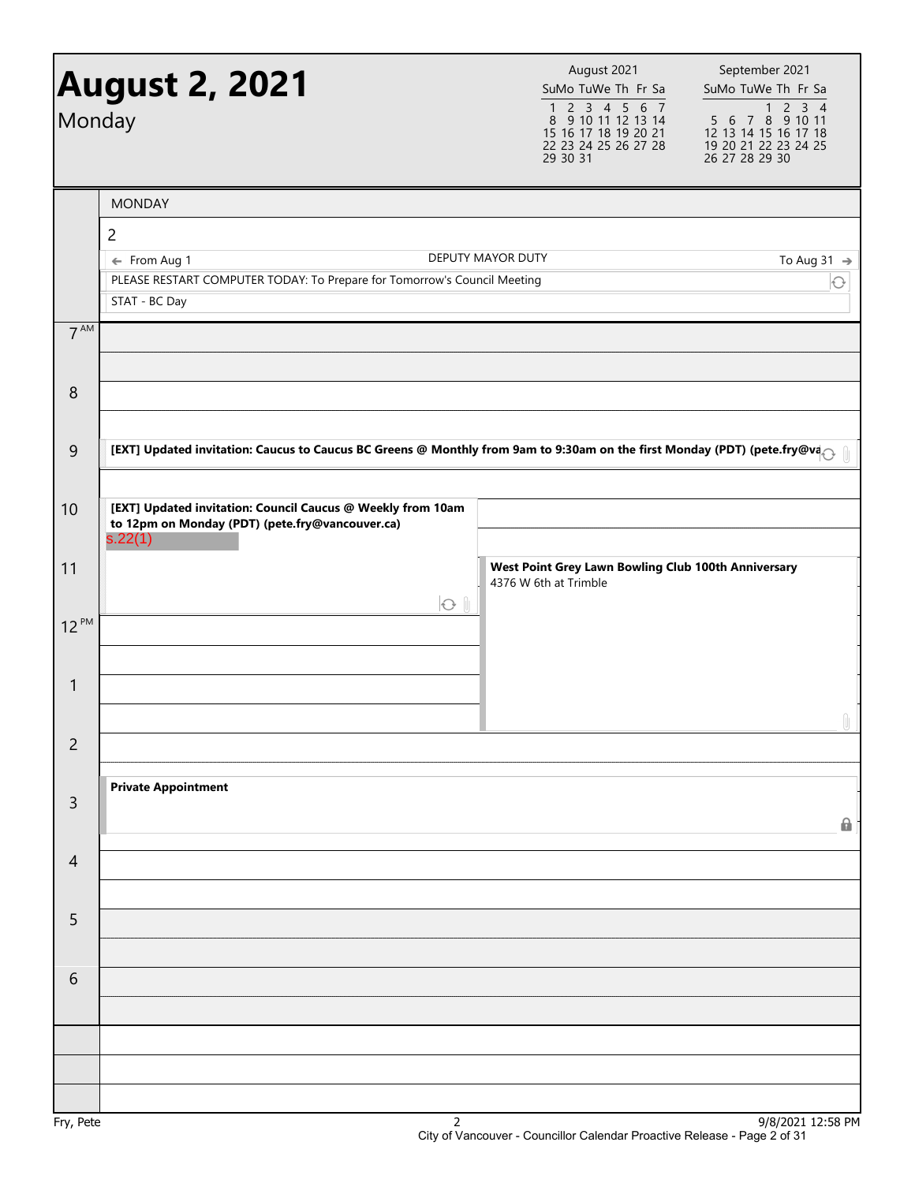# August 2, 2021

Monday

| August 2021 | | | | | | |
|---|---|---|---|---|---|---|
| Su | Mo | Tu | We | Th | Fr | Sa |
| 1 | 2 | 3 | 4 | 5 | 6 | 7 |
| 8 | 9 | 10 | 11 | 12 | 13 | 14 |
| 15 | 16 | 17 | 18 | 19 | 20 | 21 |
| 22 | 23 | 24 | 25 | 26 | 27 | 28 |
| 29 | 30 | 31 | | | | |

| September 2021 | | | | | | |
|---|---|---|---|---|---|---|
| Su | Mo | Tu | We | Th | Fr | Sa |
| | | | 1 | 2 | 3 | 4 |
| 5 | 6 | 7 | 8 | 9 | 10 | 11 |
| 12 | 13 | 14 | 15 | 16 | 17 | 18 |
| 19 | 20 | 21 | 22 | 23 | 24 | 25 |
| 26 | 27 | 28 | 29 | 30 | | |

## MONDAY 2

- ← From Aug 1 — DEPUTY MAYOR DUTY — To Aug 31 →
- PLEASE RESTART COMPUTER TODAY: To Prepare for Tomorrow's Council Meeting
- STAT - BC Day

| Time | Event |
|---|---|
| 7 AM | |
| 8 | |
| 9 | **[EXT] Updated invitation: Caucus to Caucus BC Greens @ Monthly from 9am to 9:30am on the first Monday (PDT) (pete.fry@va** |
| 10 | **[EXT] Updated invitation: Council Caucus @ Weekly from 10am to 12pm on Monday (PDT) (pete.fry@vancouver.ca)** s.22(1) |
| 11 | **West Point Grey Lawn Bowling Club 100th Anniversary** 4376 W 6th at Trimble |
| 12 PM | |
| 1 | |
| 2 | |
| 3 | **Private Appointment** |
| 4 | |
| 5 | |
| 6 | |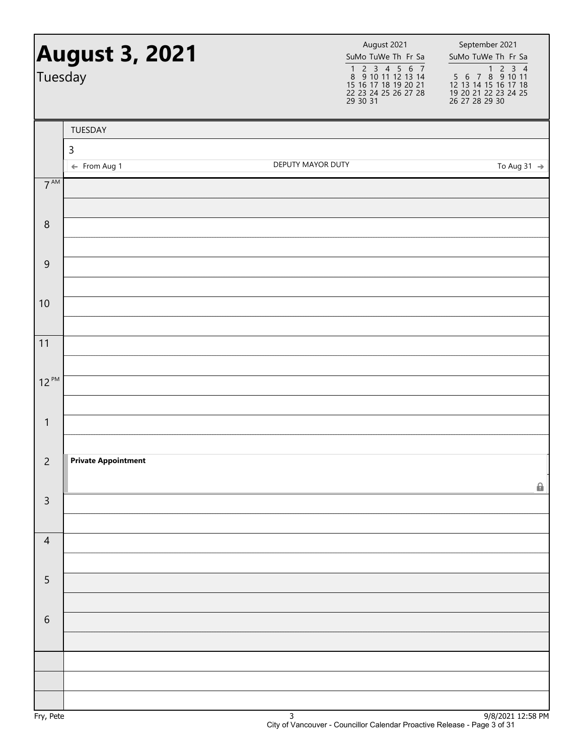# August 3, 2021

Tuesday

| August 2021 | | | | | | |
|---|---|---|---|---|---|---|
| Su | Mo | Tu | We | Th | Fr | Sa |
| 1 | 2 | 3 | 4 | 5 | 6 | 7 |
| 8 | 9 | 10 | 11 | 12 | 13 | 14 |
| 15 | 16 | 17 | 18 | 19 | 20 | 21 |
| 22 | 23 | 24 | 25 | 26 | 27 | 28 |
| 29 | 30 | 31 | | | | |

| September 2021 | | | | | | |
|---|---|---|---|---|---|---|
| Su | Mo | Tu | We | Th | Fr | Sa |
| | | | 1 | 2 | 3 | 4 |
| 5 | 6 | 7 | 8 | 9 | 10 | 11 |
| 12 | 13 | 14 | 15 | 16 | 17 | 18 |
| 19 | 20 | 21 | 22 | 23 | 24 | 25 |
| 26 | 27 | 28 | 29 | 30 | | |

TUESDAY

3

← From Aug 1 — DEPUTY MAYOR DUTY — To Aug 31 →

| Time | Event |
|---|---|
| 7 AM | |
| 8 | |
| 9 | |
| 10 | |
| 11 | |
| 12 PM | |
| 1 | |
| 2 | **Private Appointment** |
| 3 | |
| 4 | |
| 5 | |
| 6 | |

Fry, Pete

9/8/2021 12:58 PM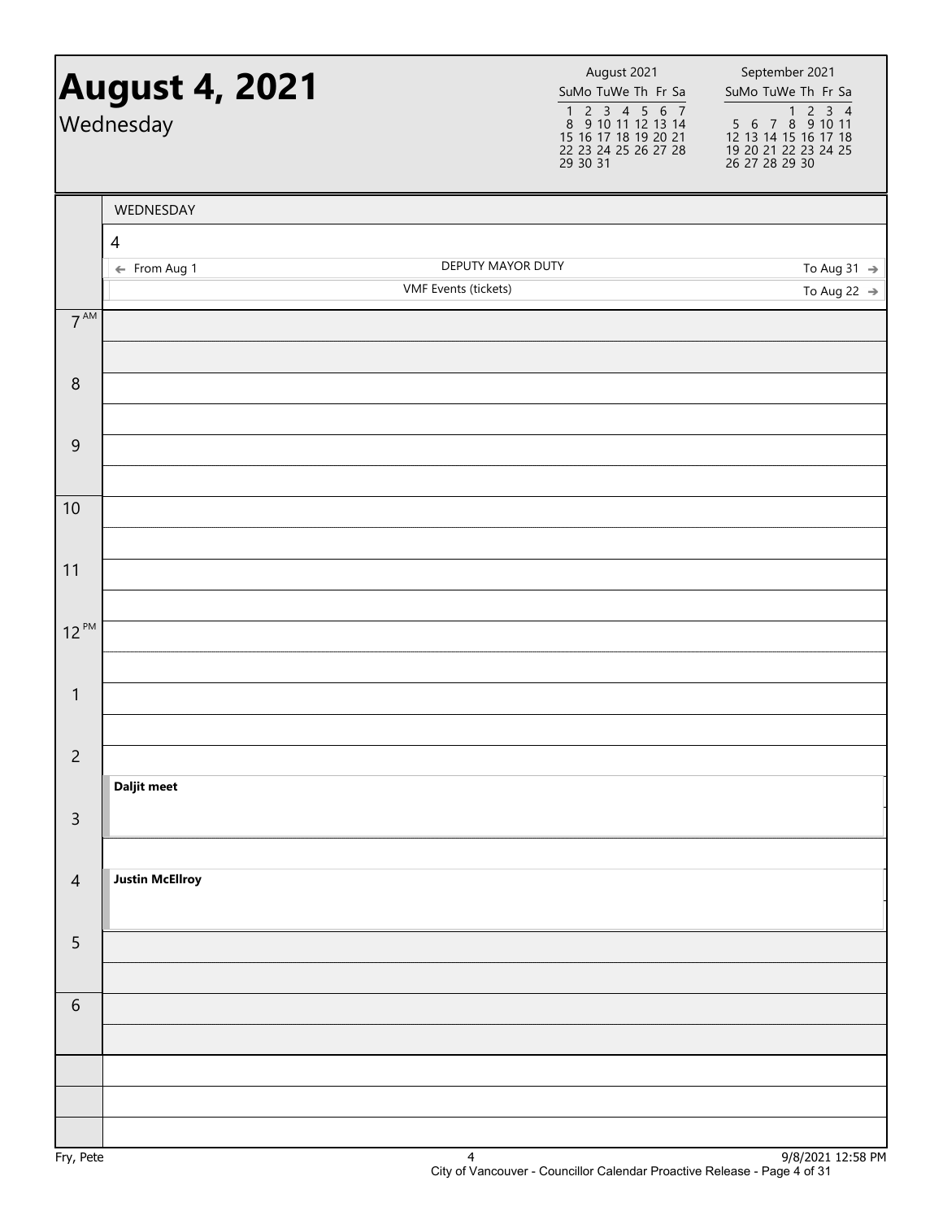# August 4, 2021

Wednesday

| August 2021 | | | | | | |
|---|---|---|---|---|---|---|
| Su | Mo | Tu | We | Th | Fr | Sa |
| 1 | 2 | 3 | 4 | 5 | 6 | 7 |
| 8 | 9 | 10 | 11 | 12 | 13 | 14 |
| 15 | 16 | 17 | 18 | 19 | 20 | 21 |
| 22 | 23 | 24 | 25 | 26 | 27 | 28 |
| 29 | 30 | 31 | | | | |

| September 2021 | | | | | | |
|---|---|---|---|---|---|---|
| Su | Mo | Tu | We | Th | Fr | Sa |
| | | | 1 | 2 | 3 | 4 |
| 5 | 6 | 7 | 8 | 9 | 10 | 11 |
| 12 | 13 | 14 | 15 | 16 | 17 | 18 |
| 19 | 20 | 21 | 22 | 23 | 24 | 25 |
| 26 | 27 | 28 | 29 | 30 | | |

WEDNESDAY

4

- ← From Aug 1 — DEPUTY MAYOR DUTY — To Aug 31 →
- VMF Events (tickets) — To Aug 22 →

| Time | Event |
|---|---|
| 7 AM | |
| 8 | |
| 9 | |
| 10 | |
| 11 | |
| 12 PM | |
| 1 | |
| 2 | |
| 2:30 | **Daljit meet** |
| 3 | |
| 4 | **Justin McEllroy** |
| 5 | |
| 6 | |

Fry, Pete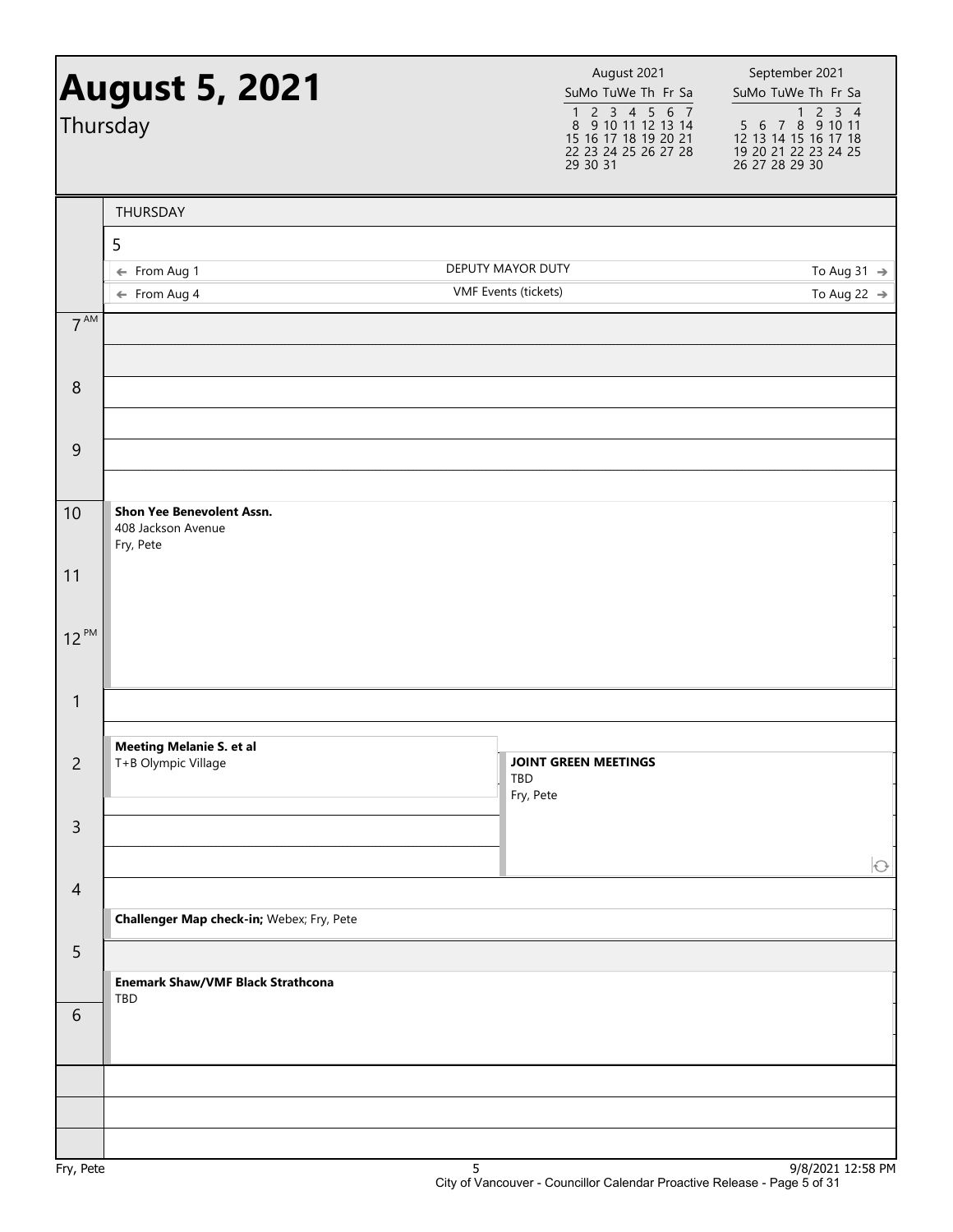# August 5, 2021

Thursday

| August 2021 | | | | | | |
|---|---|---|---|---|---|---|
| Su | Mo | Tu | We | Th | Fr | Sa |
| 1 | 2 | 3 | 4 | 5 | 6 | 7 |
| 8 | 9 | 10 | 11 | 12 | 13 | 14 |
| 15 | 16 | 17 | 18 | 19 | 20 | 21 |
| 22 | 23 | 24 | 25 | 26 | 27 | 28 |
| 29 | 30 | 31 | | | | |

| September 2021 | | | | | | |
|---|---|---|---|---|---|---|
| Su | Mo | Tu | We | Th | Fr | Sa |
| | | | 1 | 2 | 3 | 4 |
| 5 | 6 | 7 | 8 | 9 | 10 | 11 |
| 12 | 13 | 14 | 15 | 16 | 17 | 18 |
| 19 | 20 | 21 | 22 | 23 | 24 | 25 |
| 26 | 27 | 28 | 29 | 30 | | |

THURSDAY

5

- ← From Aug 1 — DEPUTY MAYOR DUTY — To Aug 31 →
- ← From Aug 4 — VMF Events (tickets) — To Aug 22 →

| Time | Event |
|---|---|
| 7 AM | |
| 8 | |
| 9 | |
| 10 | **Shon Yee Benevolent Assn.** 408 Jackson Avenue Fry, Pete |
| 11 | |
| 12 PM | |
| 1 | |
| 2 | **Meeting Melanie S. et al** T+B Olympic Village |
| 2 | **JOINT GREEN MEETINGS** TBD Fry, Pete |
| 3 | |
| 4 | **Challenger Map check-in;** Webex; Fry, Pete |
| 5 | **Enemark Shaw/VMF Black Strathcona** TBD |
| 6 | |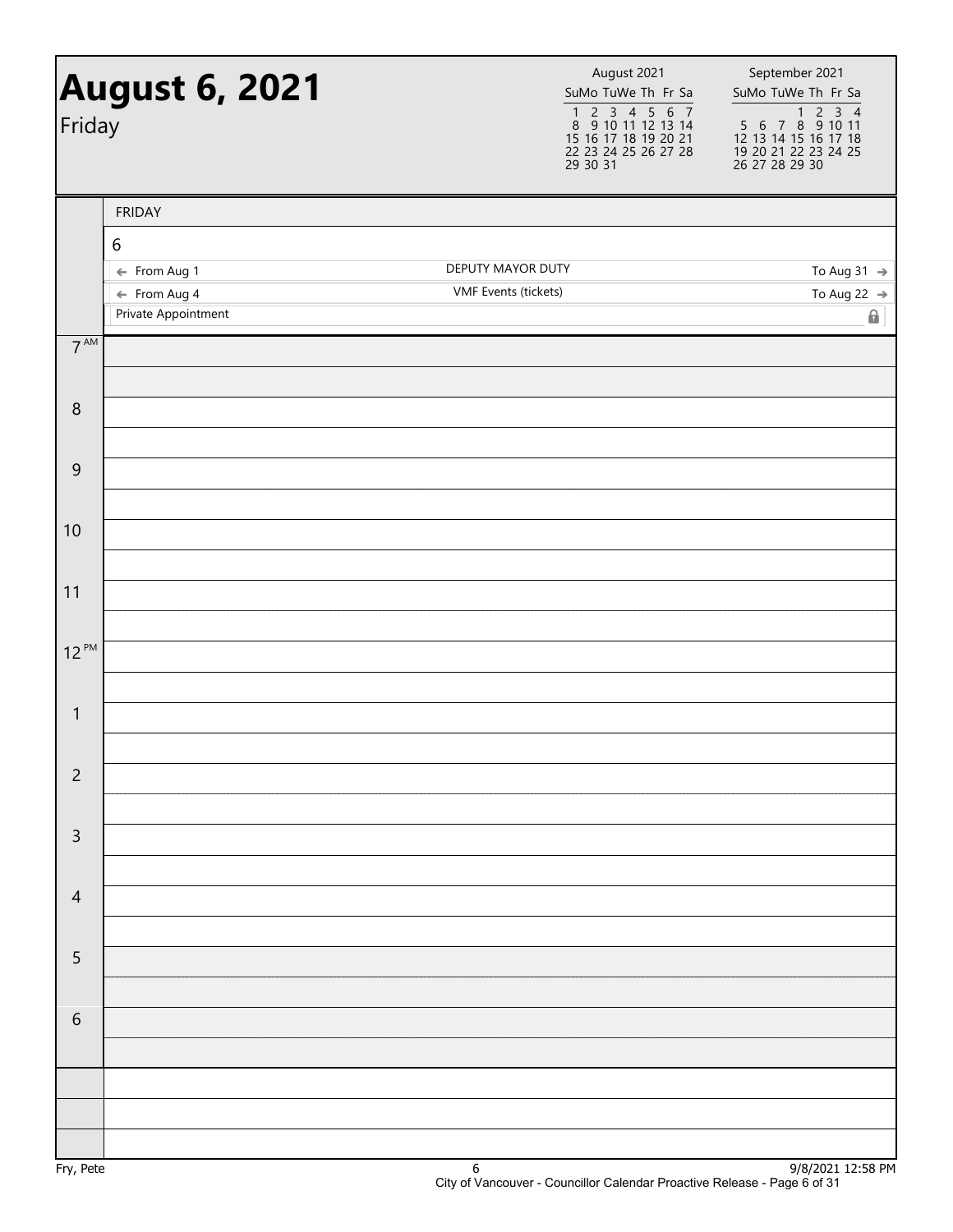# August 6, 2021

Friday

| August 2021 | | | | | | |
|---|---|---|---|---|---|---|
| Su | Mo | Tu | We | Th | Fr | Sa |
| 1 | 2 | 3 | 4 | 5 | 6 | 7 |
| 8 | 9 | 10 | 11 | 12 | 13 | 14 |
| 15 | 16 | 17 | 18 | 19 | 20 | 21 |
| 22 | 23 | 24 | 25 | 26 | 27 | 28 |
| 29 | 30 | 31 | | | | |

| September 2021 | | | | | | |
|---|---|---|---|---|---|---|
| Su | Mo | Tu | We | Th | Fr | Sa |
| | | | 1 | 2 | 3 | 4 |
| 5 | 6 | 7 | 8 | 9 | 10 | 11 |
| 12 | 13 | 14 | 15 | 16 | 17 | 18 |
| 19 | 20 | 21 | 22 | 23 | 24 | 25 |
| 26 | 27 | 28 | 29 | 30 | | |

FRIDAY

6

- ← From Aug 1 — DEPUTY MAYOR DUTY — To Aug 31 →
- ← From Aug 4 — VMF Events (tickets) — To Aug 22 →
- Private Appointment

| Time | |
|---|---|
| 7 AM | |
| 8 | |
| 9 | |
| 10 | |
| 11 | |
| 12 PM | |
| 1 | |
| 2 | |
| 3 | |
| 4 | |
| 5 | |
| 6 | |

Fry, Pete

9/8/2021 12:58 PM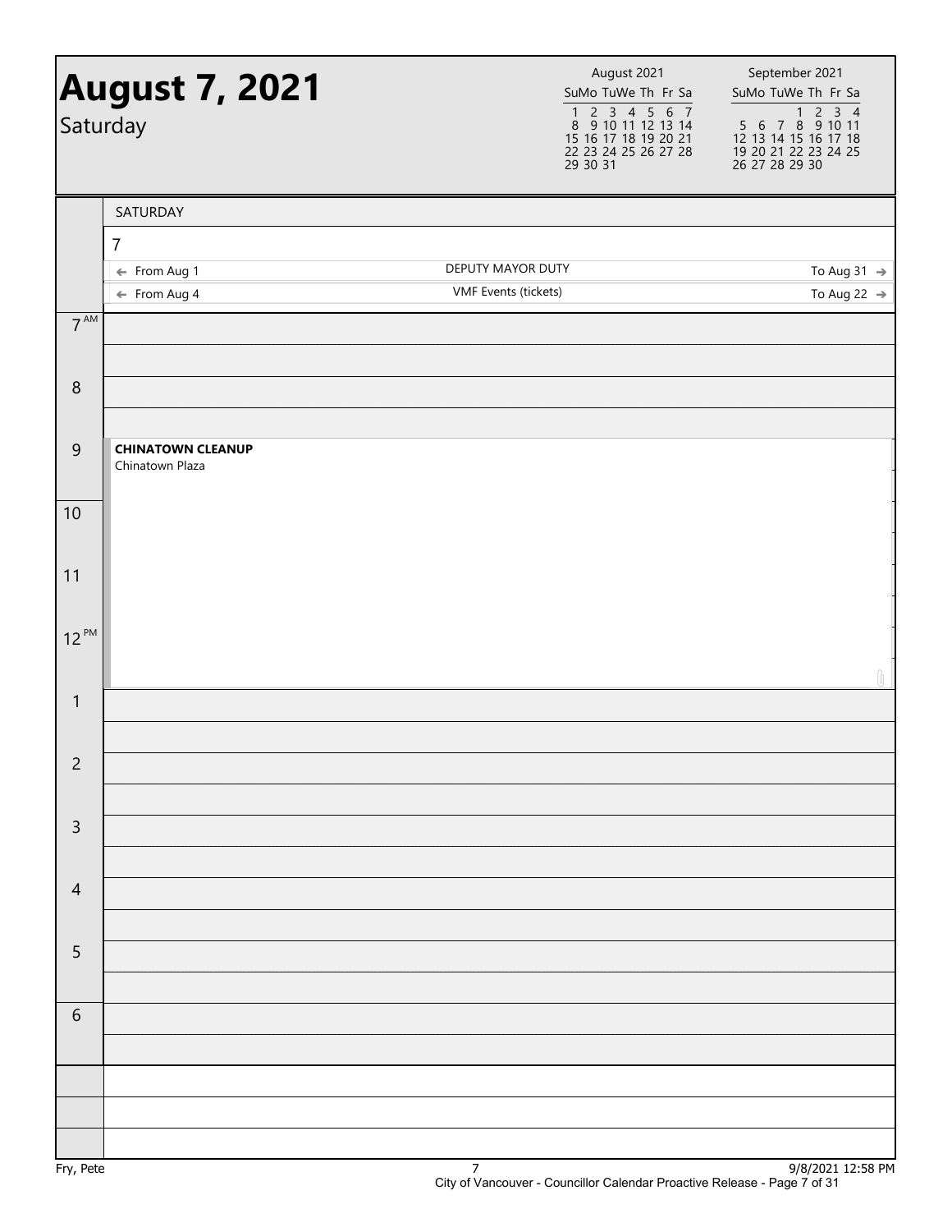# August 7, 2021

Saturday

| August 2021 | | | | | | |
|---|---|---|---|---|---|---|
| Su | Mo | Tu | We | Th | Fr | Sa |
| 1 | 2 | 3 | 4 | 5 | 6 | 7 |
| 8 | 9 | 10 | 11 | 12 | 13 | 14 |
| 15 | 16 | 17 | 18 | 19 | 20 | 21 |
| 22 | 23 | 24 | 25 | 26 | 27 | 28 |
| 29 | 30 | 31 | | | | |

| September 2021 | | | | | | |
|---|---|---|---|---|---|---|
| Su | Mo | Tu | We | Th | Fr | Sa |
| | | | 1 | 2 | 3 | 4 |
| 5 | 6 | 7 | 8 | 9 | 10 | 11 |
| 12 | 13 | 14 | 15 | 16 | 17 | 18 |
| 19 | 20 | 21 | 22 | 23 | 24 | 25 |
| 26 | 27 | 28 | 29 | 30 | | |

SATURDAY

7

| | | |
|---|---|---|
| ← From Aug 1 | DEPUTY MAYOR DUTY | To Aug 31 → |
| ← From Aug 4 | VMF Events (tickets) | To Aug 22 → |

| Time | Event |
|---|---|
| 7 AM | |
| 8 | |
| 9 | **CHINATOWN CLEANUP** Chinatown Plaza |
| 10 | |
| 11 | |
| 12 PM | |
| 1 | |
| 2 | |
| 3 | |
| 4 | |
| 5 | |
| 6 | |

Fry, Pete

9/8/2021 12:58 PM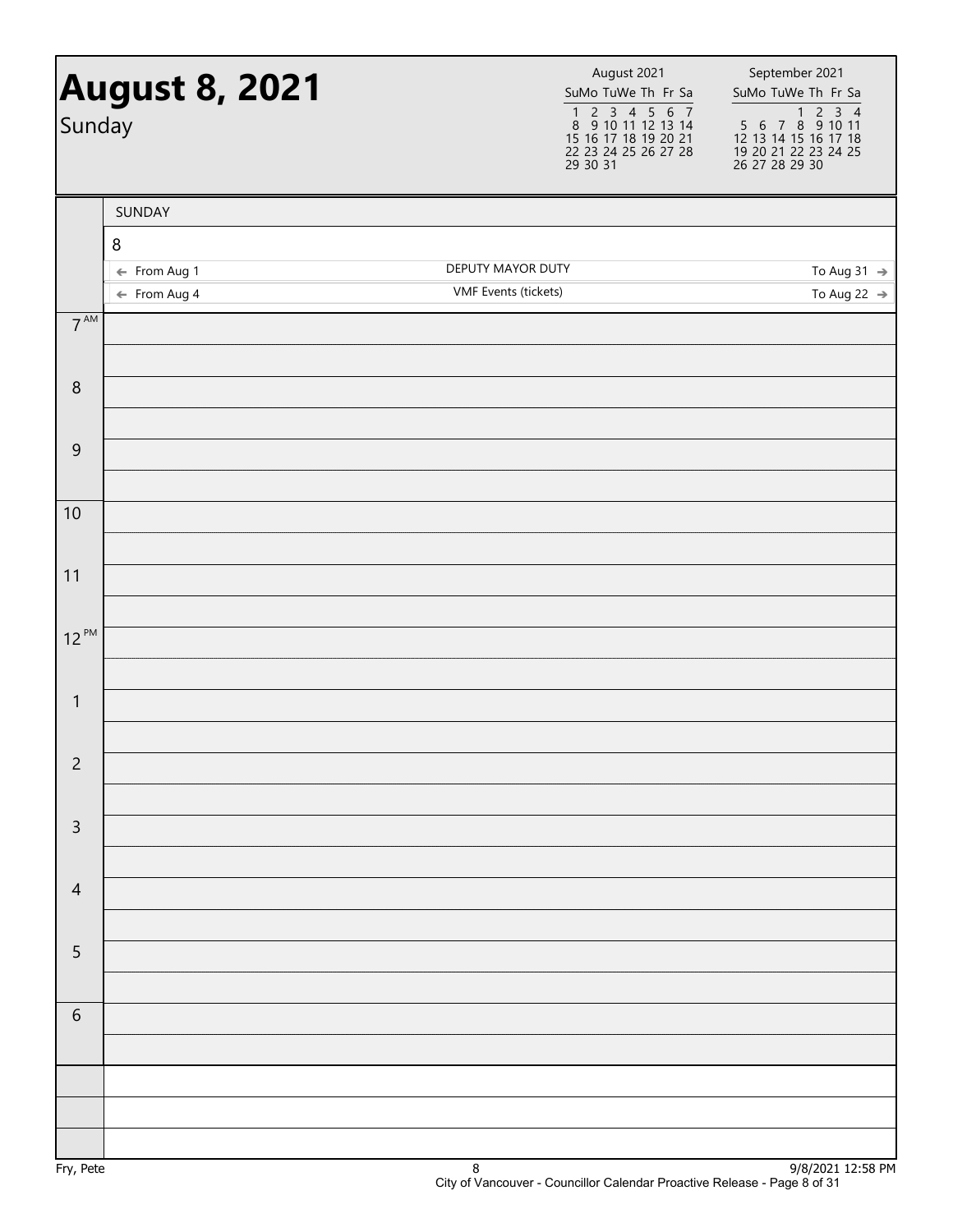# August 8, 2021

Sunday

| August 2021 | | | | | | |
|---|---|---|---|---|---|---|
| Su | Mo | Tu | We | Th | Fr | Sa |
| 1 | 2 | 3 | 4 | 5 | 6 | 7 |
| 8 | 9 | 10 | 11 | 12 | 13 | 14 |
| 15 | 16 | 17 | 18 | 19 | 20 | 21 |
| 22 | 23 | 24 | 25 | 26 | 27 | 28 |
| 29 | 30 | 31 | | | | |

| September 2021 | | | | | | |
|---|---|---|---|---|---|---|
| Su | Mo | Tu | We | Th | Fr | Sa |
| | | | 1 | 2 | 3 | 4 |
| 5 | 6 | 7 | 8 | 9 | 10 | 11 |
| 12 | 13 | 14 | 15 | 16 | 17 | 18 |
| 19 | 20 | 21 | 22 | 23 | 24 | 25 |
| 26 | 27 | 28 | 29 | 30 | | |

SUNDAY

8

| From | Event | To |
|---|---|---|
| ← From Aug 1 | DEPUTY MAYOR DUTY | To Aug 31 → |
| ← From Aug 4 | VMF Events (tickets) | To Aug 22 → |

| Time | |
|---|---|
| 7 AM | |
| 8 | |
| 9 | |
| 10 | |
| 11 | |
| 12 PM | |
| 1 | |
| 2 | |
| 3 | |
| 4 | |
| 5 | |
| 6 | |

Fry, Pete

9/8/2021 12:58 PM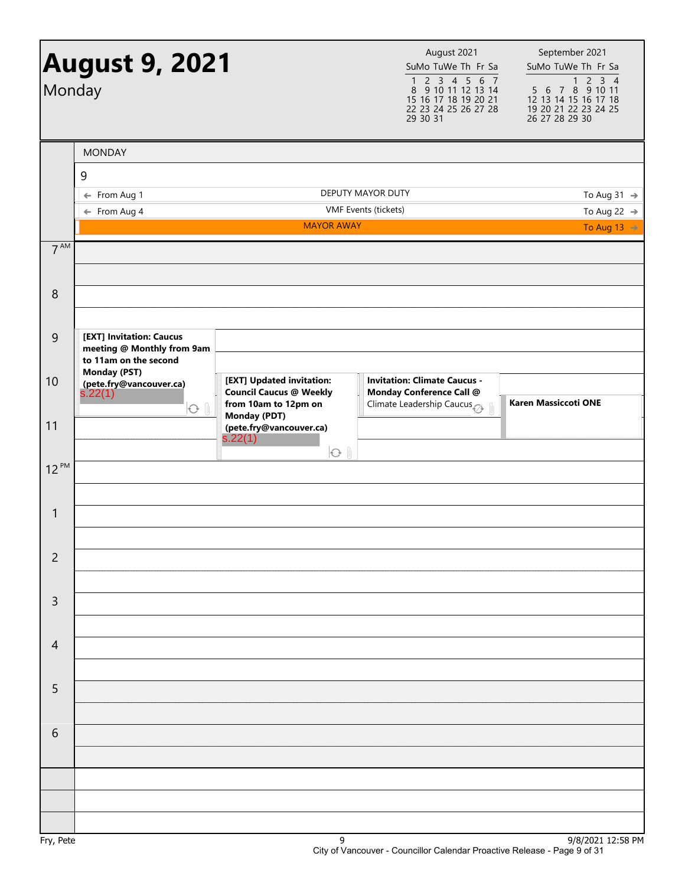# August 9, 2021

Monday

| August 2021 | | | | | | |
|---|---|---|---|---|---|---|
| Su | Mo | Tu | We | Th | Fr | Sa |
| 1 | 2 | 3 | 4 | 5 | 6 | 7 |
| 8 | 9 | 10 | 11 | 12 | 13 | 14 |
| 15 | 16 | 17 | 18 | 19 | 20 | 21 |
| 22 | 23 | 24 | 25 | 26 | 27 | 28 |
| 29 | 30 | 31 | | | | |

| September 2021 | | | | | | |
|---|---|---|---|---|---|---|
| Su | Mo | Tu | We | Th | Fr | Sa |
| | | | 1 | 2 | 3 | 4 |
| 5 | 6 | 7 | 8 | 9 | 10 | 11 |
| 12 | 13 | 14 | 15 | 16 | 17 | 18 |
| 19 | 20 | 21 | 22 | 23 | 24 | 25 |
| 26 | 27 | 28 | 29 | 30 | | |

## MONDAY 9

- ← From Aug 1 — DEPUTY MAYOR DUTY — To Aug 31 →
- ← From Aug 4 — VMF Events (tickets) — To Aug 22 →
- MAYOR AWAY — To Aug 13 →

**9 AM:** **[EXT] Invitation: Caucus meeting @ Monthly from 9am to 11am on the second Monday (PST) (pete.fry@vancouver.ca)** s.22(1)

**10 AM:** **[EXT] Updated invitation: Council Caucus @ Weekly from 10am to 12pm on Monday (PDT) (pete.fry@vancouver.ca)** s.22(1)

**10 AM:** **Invitation: Climate Caucus - Monday Conference Call @** Climate Leadership Caucus

**10:30 AM:** **Karen Massiccoti ONE**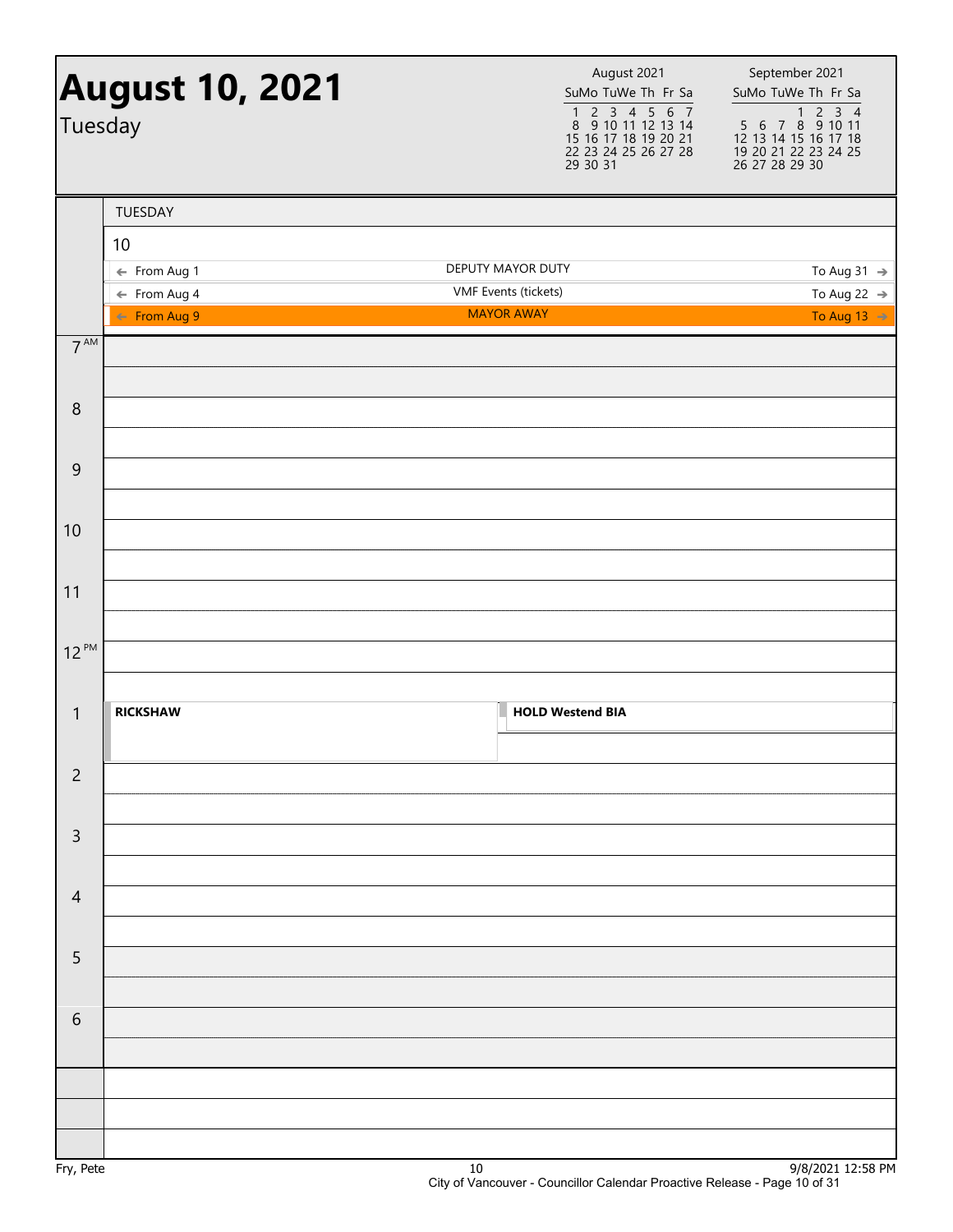# August 10, 2021

Tuesday

| August 2021 | | | | | | |
|---|---|---|---|---|---|---|
| Su | Mo | Tu | We | Th | Fr | Sa |
| 1 | 2 | 3 | 4 | 5 | 6 | 7 |
| 8 | 9 | 10 | 11 | 12 | 13 | 14 |
| 15 | 16 | 17 | 18 | 19 | 20 | 21 |
| 22 | 23 | 24 | 25 | 26 | 27 | 28 |
| 29 | 30 | 31 | | | | |

| September 2021 | | | | | | |
|---|---|---|---|---|---|---|
| Su | Mo | Tu | We | Th | Fr | Sa |
| | | | 1 | 2 | 3 | 4 |
| 5 | 6 | 7 | 8 | 9 | 10 | 11 |
| 12 | 13 | 14 | 15 | 16 | 17 | 18 |
| 19 | 20 | 21 | 22 | 23 | 24 | 25 |
| 26 | 27 | 28 | 29 | 30 | | |

TUESDAY

10

- ← From Aug 1 — DEPUTY MAYOR DUTY — To Aug 31 →
- ← From Aug 4 — VMF Events (tickets) — To Aug 22 →
- ← From Aug 9 — MAYOR AWAY — To Aug 13 →

| Time | Event | Event |
|---|---|---|
| 7 AM | | |
| 8 | | |
| 9 | | |
| 10 | | |
| 11 | | |
| 12 PM | | |
| 1 | **RICKSHAW** | **HOLD Westend BIA** |
| 2 | | |
| 3 | | |
| 4 | | |
| 5 | | |
| 6 | | |

Fry, Pete

9/8/2021 12:58 PM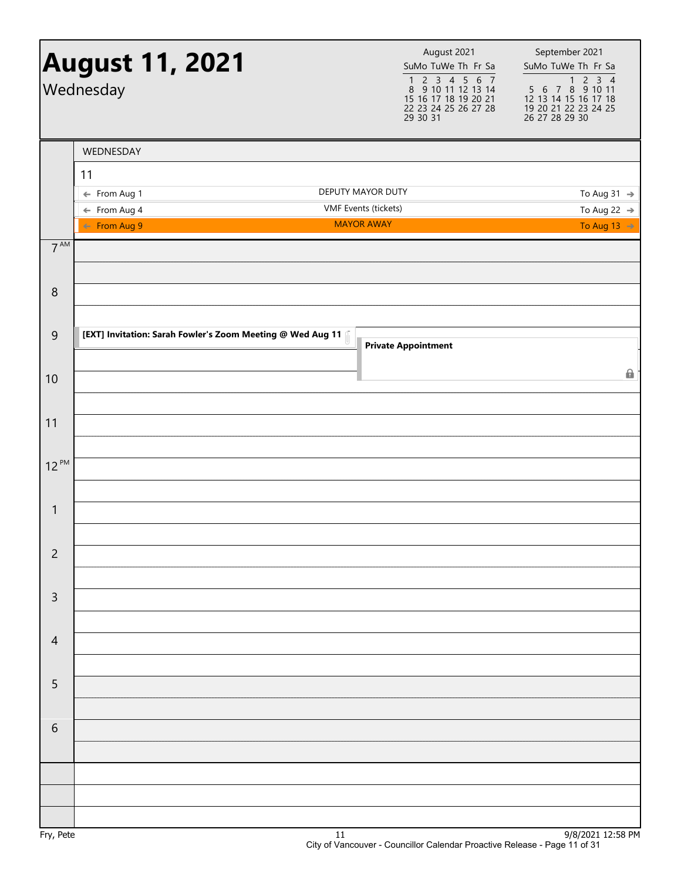# August 11, 2021

Wednesday

| August 2021 | | | | | | |
|---|---|---|---|---|---|---|
| Su | Mo | Tu | We | Th | Fr | Sa |
| 1 | 2 | 3 | 4 | 5 | 6 | 7 |
| 8 | 9 | 10 | 11 | 12 | 13 | 14 |
| 15 | 16 | 17 | 18 | 19 | 20 | 21 |
| 22 | 23 | 24 | 25 | 26 | 27 | 28 |
| 29 | 30 | 31 | | | | |

| September 2021 | | | | | | |
|---|---|---|---|---|---|---|
| Su | Mo | Tu | We | Th | Fr | Sa |
| | | | 1 | 2 | 3 | 4 |
| 5 | 6 | 7 | 8 | 9 | 10 | 11 |
| 12 | 13 | 14 | 15 | 16 | 17 | 18 |
| 19 | 20 | 21 | 22 | 23 | 24 | 25 |
| 26 | 27 | 28 | 29 | 30 | | |

WEDNESDAY

11

- ← From Aug 1 — DEPUTY MAYOR DUTY — To Aug 31 →
- ← From Aug 4 — VMF Events (tickets) — To Aug 22 →
- ← From Aug 9 — MAYOR AWAY — To Aug 13 →

| Time | Events |
|---|---|
| 7 AM | |
| 8 | |
| 9 | **[EXT] Invitation: Sarah Fowler's Zoom Meeting @ Wed Aug 11**; **Private Appointment** |
| 10 | |
| 11 | |
| 12 PM | |
| 1 | |
| 2 | |
| 3 | |
| 4 | |
| 5 | |
| 6 | |

Fry, Pete

11

9/8/2021 12:58 PM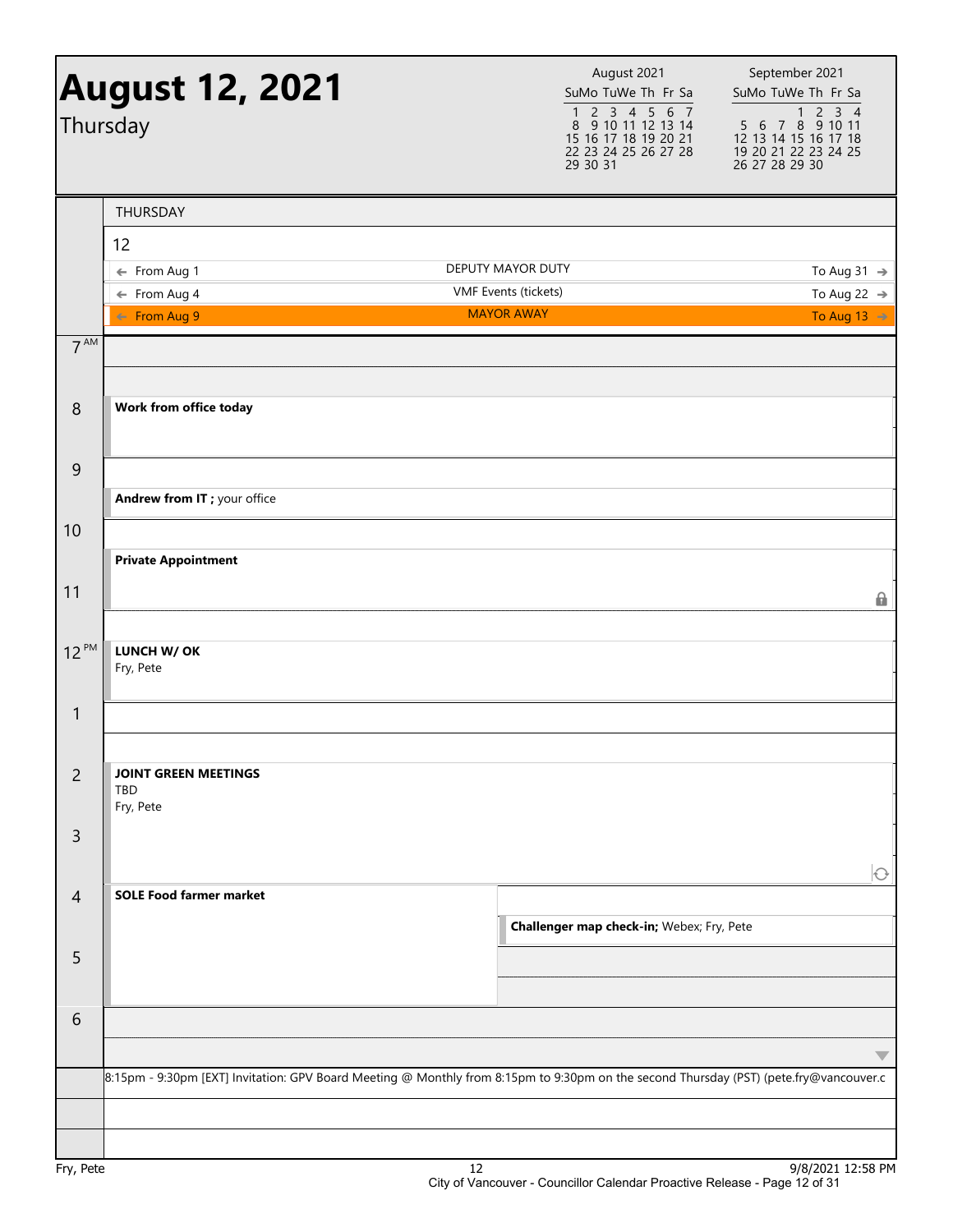# August 12, 2021

Thursday

| August 2021 | | | | | | |
|---|---|---|---|---|---|---|
| Su | Mo | Tu | We | Th | Fr | Sa |
| 1 | 2 | 3 | 4 | 5 | 6 | 7 |
| 8 | 9 | 10 | 11 | 12 | 13 | 14 |
| 15 | 16 | 17 | 18 | 19 | 20 | 21 |
| 22 | 23 | 24 | 25 | 26 | 27 | 28 |
| 29 | 30 | 31 | | | | |

| September 2021 | | | | | | |
|---|---|---|---|---|---|---|
| Su | Mo | Tu | We | Th | Fr | Sa |
| | | | 1 | 2 | 3 | 4 |
| 5 | 6 | 7 | 8 | 9 | 10 | 11 |
| 12 | 13 | 14 | 15 | 16 | 17 | 18 |
| 19 | 20 | 21 | 22 | 23 | 24 | 25 |
| 26 | 27 | 28 | 29 | 30 | | |

THURSDAY

12

| From | Event | To |
|---|---|---|
| ← From Aug 1 | DEPUTY MAYOR DUTY | To Aug 31 → |
| ← From Aug 4 | VMF Events (tickets) | To Aug 22 → |
| ← From Aug 9 | MAYOR AWAY | To Aug 13 → |

| Time | Event |
|---|---|
| 7 AM | |
| 8 | **Work from office today** |
| 9 | |
| 9:30 | **Andrew from IT ;** your office |
| 10 | |
| 10:30 | **Private Appointment** |
| 11 | |
| 12 PM | **LUNCH W/ OK** Fry, Pete |
| 1 | |
| 2 | **JOINT GREEN MEETINGS** TBD Fry, Pete |
| 3 | |
| 4 | **SOLE Food farmer market** |
| 4:30 | **Challenger map check-in;** Webex; Fry, Pete |
| 5 | |
| 6 | |

8:15pm - 9:30pm [EXT] Invitation: GPV Board Meeting @ Monthly from 8:15pm to 9:30pm on the second Thursday (PST) (pete.fry@vancouver.c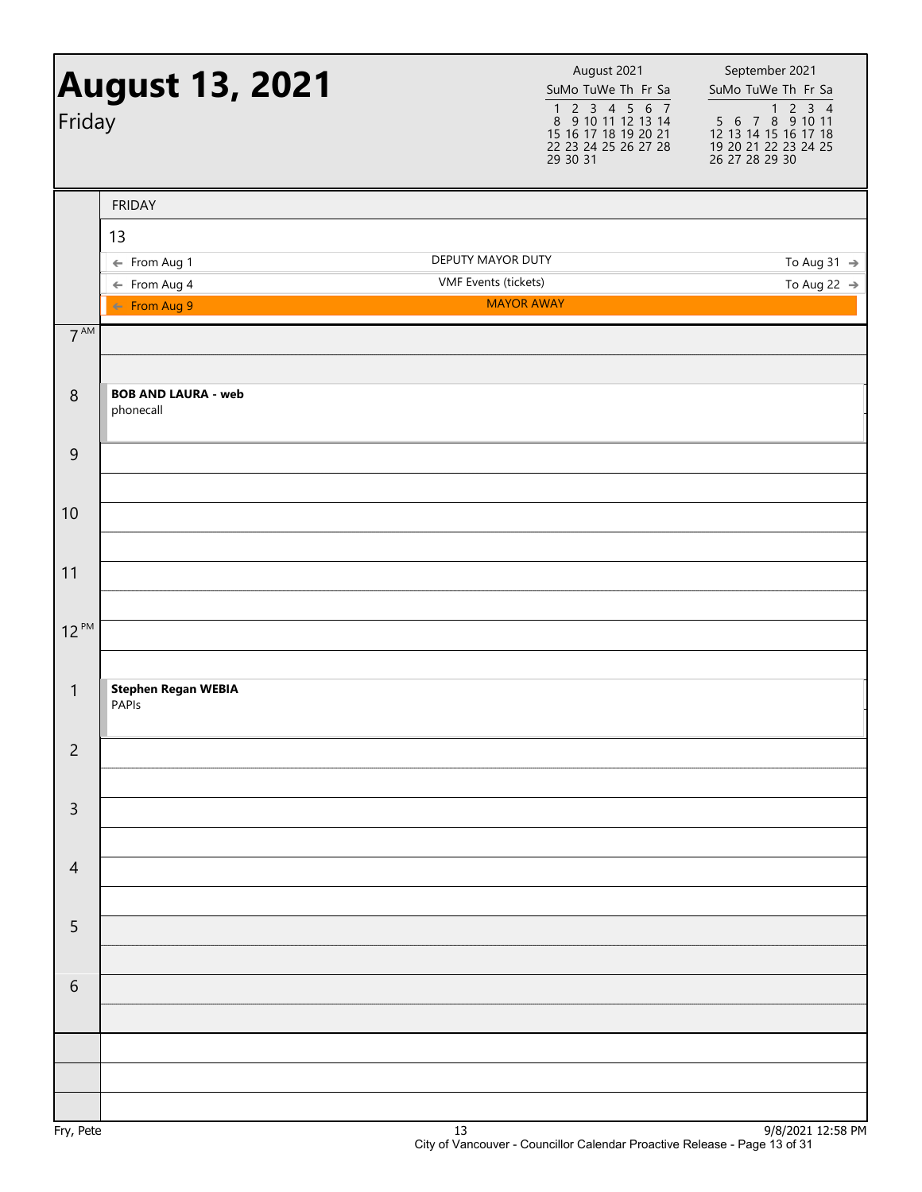# August 13, 2021

Friday

| August 2021 | | | | | | |
|---|---|---|---|---|---|---|
| Su | Mo | Tu | We | Th | Fr | Sa |
| 1 | 2 | 3 | 4 | 5 | 6 | 7 |
| 8 | 9 | 10 | 11 | 12 | 13 | 14 |
| 15 | 16 | 17 | 18 | 19 | 20 | 21 |
| 22 | 23 | 24 | 25 | 26 | 27 | 28 |
| 29 | 30 | 31 | | | | |

| September 2021 | | | | | | |
|---|---|---|---|---|---|---|
| Su | Mo | Tu | We | Th | Fr | Sa |
| | | | 1 | 2 | 3 | 4 |
| 5 | 6 | 7 | 8 | 9 | 10 | 11 |
| 12 | 13 | 14 | 15 | 16 | 17 | 18 |
| 19 | 20 | 21 | 22 | 23 | 24 | 25 |
| 26 | 27 | 28 | 29 | 30 | | |

FRIDAY

13

- ← From Aug 1 — DEPUTY MAYOR DUTY — To Aug 31 →
- ← From Aug 4 — VMF Events (tickets) — To Aug 22 →
- ← From Aug 9 — MAYOR AWAY

| Time | Event |
|---|---|
| 7 AM | |
| 8 | **BOB AND LAURA - web** phonecall |
| 9 | |
| 10 | |
| 11 | |
| 12 PM | |
| 1 | **Stephen Regan WEBIA** PAPIs |
| 2 | |
| 3 | |
| 4 | |
| 5 | |
| 6 | |

Fry, Pete

9/8/2021 12:58 PM

City of Vancouver - Councillor Calendar Proactive Release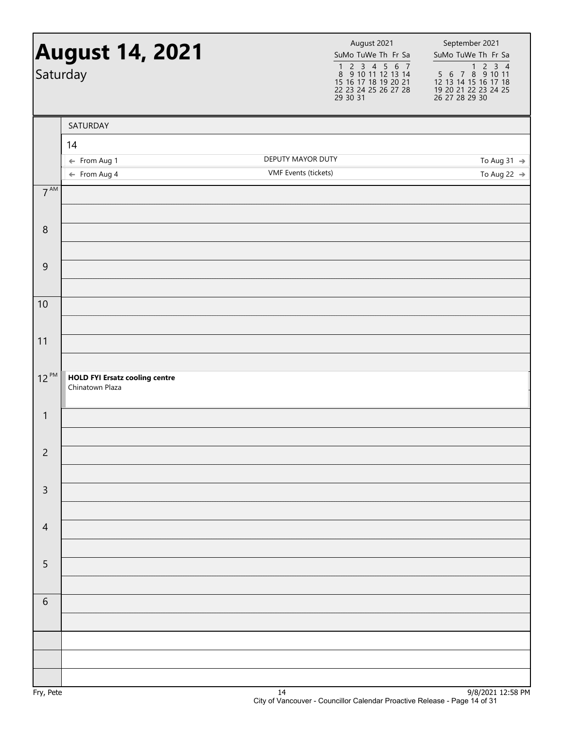# August 14, 2021

Saturday

| August 2021 | | | | | | |
|---|---|---|---|---|---|---|
| Su | Mo | Tu | We | Th | Fr | Sa |
| 1 | 2 | 3 | 4 | 5 | 6 | 7 |
| 8 | 9 | 10 | 11 | 12 | 13 | 14 |
| 15 | 16 | 17 | 18 | 19 | 20 | 21 |
| 22 | 23 | 24 | 25 | 26 | 27 | 28 |
| 29 | 30 | 31 | | | | |

| September 2021 | | | | | | |
|---|---|---|---|---|---|---|
| Su | Mo | Tu | We | Th | Fr | Sa |
| | | | 1 | 2 | 3 | 4 |
| 5 | 6 | 7 | 8 | 9 | 10 | 11 |
| 12 | 13 | 14 | 15 | 16 | 17 | 18 |
| 19 | 20 | 21 | 22 | 23 | 24 | 25 |
| 26 | 27 | 28 | 29 | 30 | | |

SATURDAY

14

- ← From Aug 1 — DEPUTY MAYOR DUTY — To Aug 31 →
- ← From Aug 4 — VMF Events (tickets) — To Aug 22 →

| Time | Event |
|---|---|
| 7 AM | |
| 8 | |
| 9 | |
| 10 | |
| 11 | |
| 12 PM | **HOLD FYI Ersatz cooling centre**<br>Chinatown Plaza |
| 1 | |
| 2 | |
| 3 | |
| 4 | |
| 5 | |
| 6 | |

Fry, Pete

9/8/2021 12:58 PM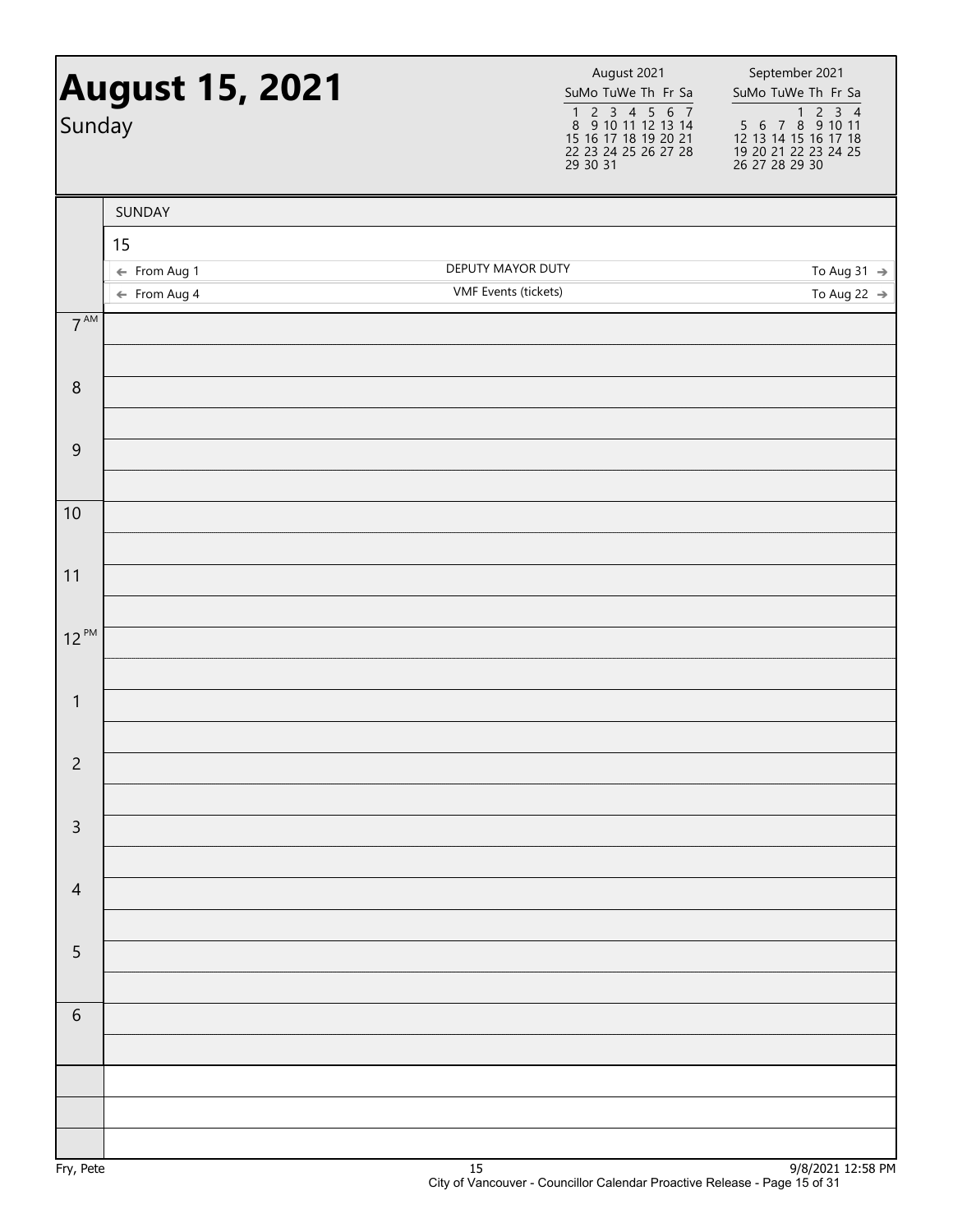# August 15, 2021

Sunday

| August 2021 | | | | | | |
|---|---|---|---|---|---|---|
| Su | Mo | Tu | We | Th | Fr | Sa |
| 1 | 2 | 3 | 4 | 5 | 6 | 7 |
| 8 | 9 | 10 | 11 | 12 | 13 | 14 |
| 15 | 16 | 17 | 18 | 19 | 20 | 21 |
| 22 | 23 | 24 | 25 | 26 | 27 | 28 |
| 29 | 30 | 31 | | | | |

| September 2021 | | | | | | |
|---|---|---|---|---|---|---|
| Su | Mo | Tu | We | Th | Fr | Sa |
| | | | 1 | 2 | 3 | 4 |
| 5 | 6 | 7 | 8 | 9 | 10 | 11 |
| 12 | 13 | 14 | 15 | 16 | 17 | 18 |
| 19 | 20 | 21 | 22 | 23 | 24 | 25 |
| 26 | 27 | 28 | 29 | 30 | | |

SUNDAY

15

| | | |
|---|---|---|
| ← From Aug 1 | DEPUTY MAYOR DUTY | To Aug 31 → |
| ← From Aug 4 | VMF Events (tickets) | To Aug 22 → |

| Time | |
|---|---|
| 7 AM | |
| 8 | |
| 9 | |
| 10 | |
| 11 | |
| 12 PM | |
| 1 | |
| 2 | |
| 3 | |
| 4 | |
| 5 | |
| 6 | |

Fry, Pete

City of Vancouver - Councillor Calendar Proactive Release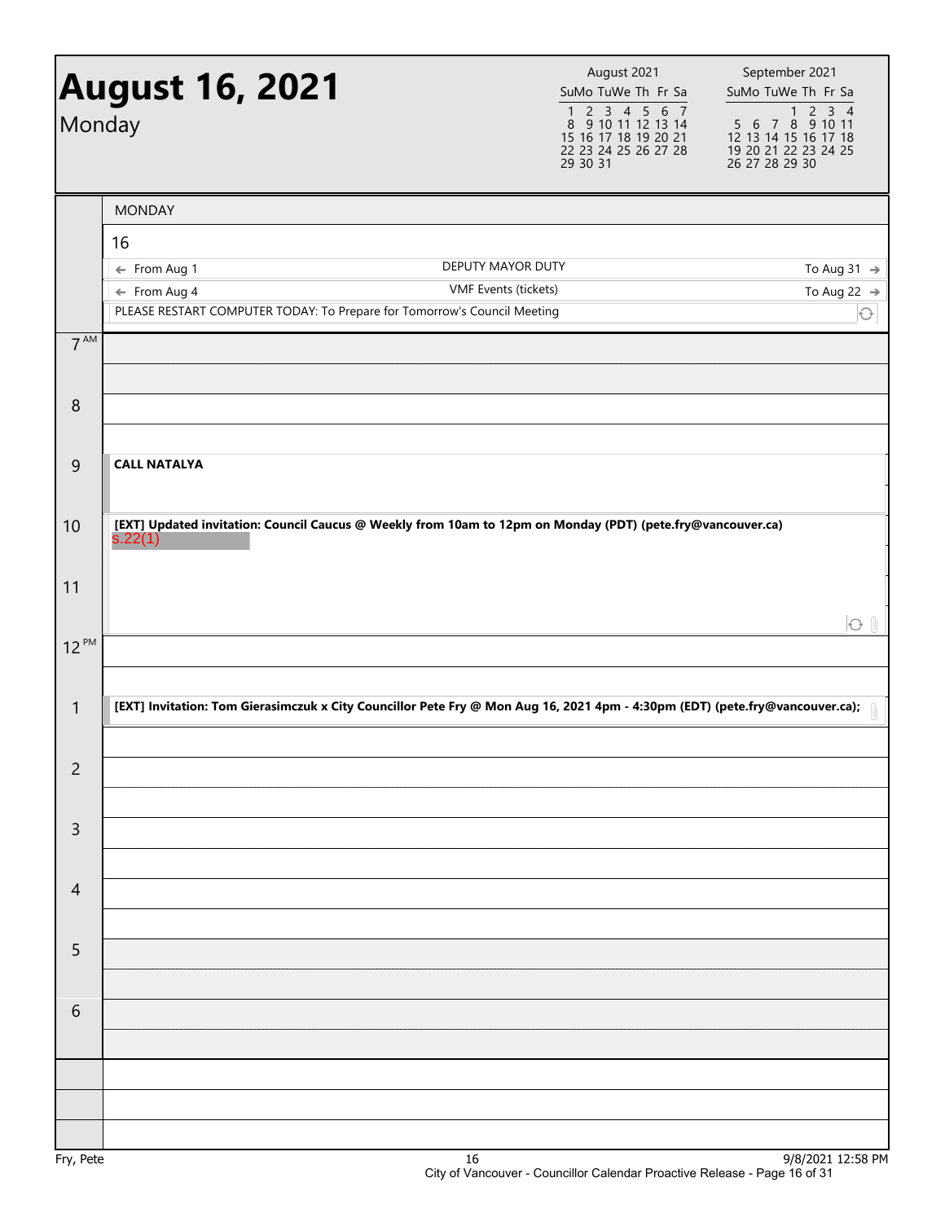# August 16, 2021

Monday

| August 2021 | | | | | | |
|---|---|---|---|---|---|---|
| Su | Mo | Tu | We | Th | Fr | Sa |
| 1 | 2 | 3 | 4 | 5 | 6 | 7 |
| 8 | 9 | 10 | 11 | 12 | 13 | 14 |
| 15 | 16 | 17 | 18 | 19 | 20 | 21 |
| 22 | 23 | 24 | 25 | 26 | 27 | 28 |
| 29 | 30 | 31 | | | | |

| September 2021 | | | | | | |
|---|---|---|---|---|---|---|
| Su | Mo | Tu | We | Th | Fr | Sa |
| | | | 1 | 2 | 3 | 4 |
| 5 | 6 | 7 | 8 | 9 | 10 | 11 |
| 12 | 13 | 14 | 15 | 16 | 17 | 18 |
| 19 | 20 | 21 | 22 | 23 | 24 | 25 |
| 26 | 27 | 28 | 29 | 30 | | |

MONDAY

16

- ← From Aug 1 — DEPUTY MAYOR DUTY — To Aug 31 →
- ← From Aug 4 — VMF Events (tickets) — To Aug 22 →
- PLEASE RESTART COMPUTER TODAY: To Prepare for Tomorrow's Council Meeting

| Time | Event |
|---|---|
| 7 AM | |
| 8 | |
| 9 | **CALL NATALYA** |
| 10 | **[EXT] Updated invitation: Council Caucus @ Weekly from 10am to 12pm on Monday (PDT) (pete.fry@vancouver.ca)** s.22(1) |
| 11 | |
| 12 PM | |
| 1 | **[EXT] Invitation: Tom Gierasimczuk x City Councillor Pete Fry @ Mon Aug 16, 2021 4pm - 4:30pm (EDT) (pete.fry@vancouver.ca);** |
| 2 | |
| 3 | |
| 4 | |
| 5 | |
| 6 | |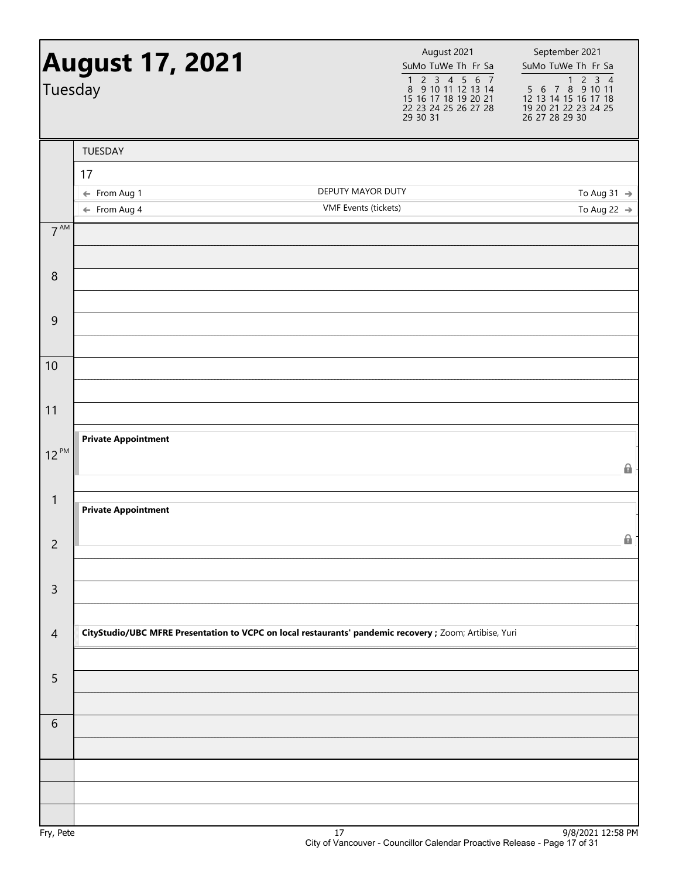# August 17, 2021

Tuesday

| August 2021 | | | | | | |
|---|---|---|---|---|---|---|
| Su | Mo | Tu | We | Th | Fr | Sa |
| 1 | 2 | 3 | 4 | 5 | 6 | 7 |
| 8 | 9 | 10 | 11 | 12 | 13 | 14 |
| 15 | 16 | 17 | 18 | 19 | 20 | 21 |
| 22 | 23 | 24 | 25 | 26 | 27 | 28 |
| 29 | 30 | 31 | | | | |

| September 2021 | | | | | | |
|---|---|---|---|---|---|---|
| Su | Mo | Tu | We | Th | Fr | Sa |
| | | | 1 | 2 | 3 | 4 |
| 5 | 6 | 7 | 8 | 9 | 10 | 11 |
| 12 | 13 | 14 | 15 | 16 | 17 | 18 |
| 19 | 20 | 21 | 22 | 23 | 24 | 25 |
| 26 | 27 | 28 | 29 | 30 | | |

TUESDAY

17

| From | Event | To |
|---|---|---|
| ← From Aug 1 | DEPUTY MAYOR DUTY | To Aug 31 → |
| ← From Aug 4 | VMF Events (tickets) | To Aug 22 → |

| Time | Event |
|---|---|
| 7 AM | |
| 8 | |
| 9 | |
| 10 | |
| 11 | |
| 12 PM | **Private Appointment** |
| 1 | **Private Appointment** |
| 2 | |
| 3 | |
| 4 | **CityStudio/UBC MFRE Presentation to VCPC on local restaurants' pandemic recovery ;** Zoom; Artibise, Yuri |
| 5 | |
| 6 | |

Fry, Pete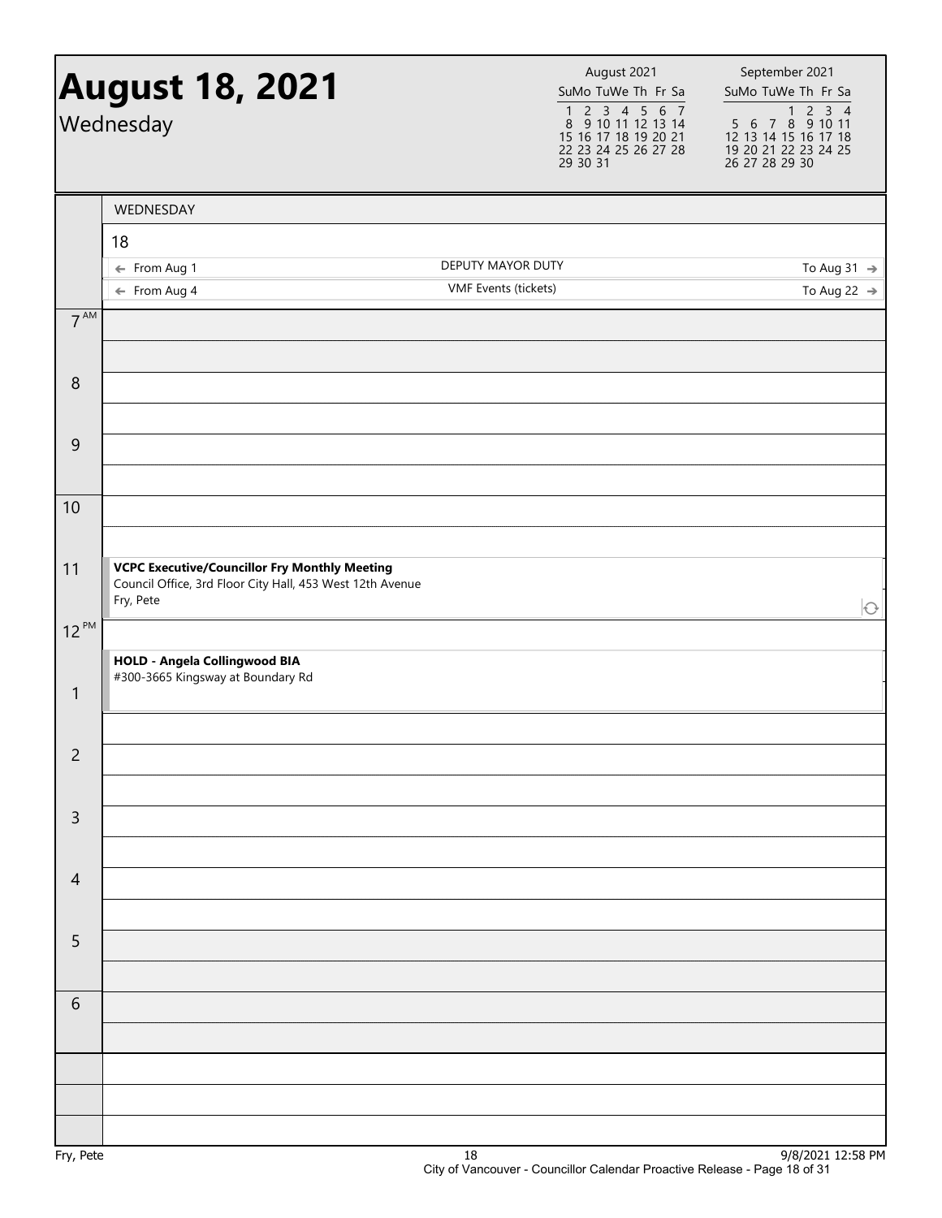# August 18, 2021

Wednesday

| August 2021 | | | | | | |
|---|---|---|---|---|---|---|
| Su | Mo | Tu | We | Th | Fr | Sa |
| 1 | 2 | 3 | 4 | 5 | 6 | 7 |
| 8 | 9 | 10 | 11 | 12 | 13 | 14 |
| 15 | 16 | 17 | 18 | 19 | 20 | 21 |
| 22 | 23 | 24 | 25 | 26 | 27 | 28 |
| 29 | 30 | 31 | | | | |

| September 2021 | | | | | | |
|---|---|---|---|---|---|---|
| Su | Mo | Tu | We | Th | Fr | Sa |
| | | | 1 | 2 | 3 | 4 |
| 5 | 6 | 7 | 8 | 9 | 10 | 11 |
| 12 | 13 | 14 | 15 | 16 | 17 | 18 |
| 19 | 20 | 21 | 22 | 23 | 24 | 25 |
| 26 | 27 | 28 | 29 | 30 | | |

WEDNESDAY

18

- ← From Aug 1 — DEPUTY MAYOR DUTY — To Aug 31 →
- ← From Aug 4 — VMF Events (tickets) — To Aug 22 →

| Time | Event |
|---|---|
| 7 AM | |
| 8 | |
| 9 | |
| 10 | |
| 11 | **VCPC Executive/Councillor Fry Monthly Meeting**<br>Council Office, 3rd Floor City Hall, 453 West 12th Avenue<br>Fry, Pete |
| 12 PM | **HOLD - Angela Collingwood BIA**<br>#300-3665 Kingsway at Boundary Rd |
| 1 | |
| 2 | |
| 3 | |
| 4 | |
| 5 | |
| 6 | |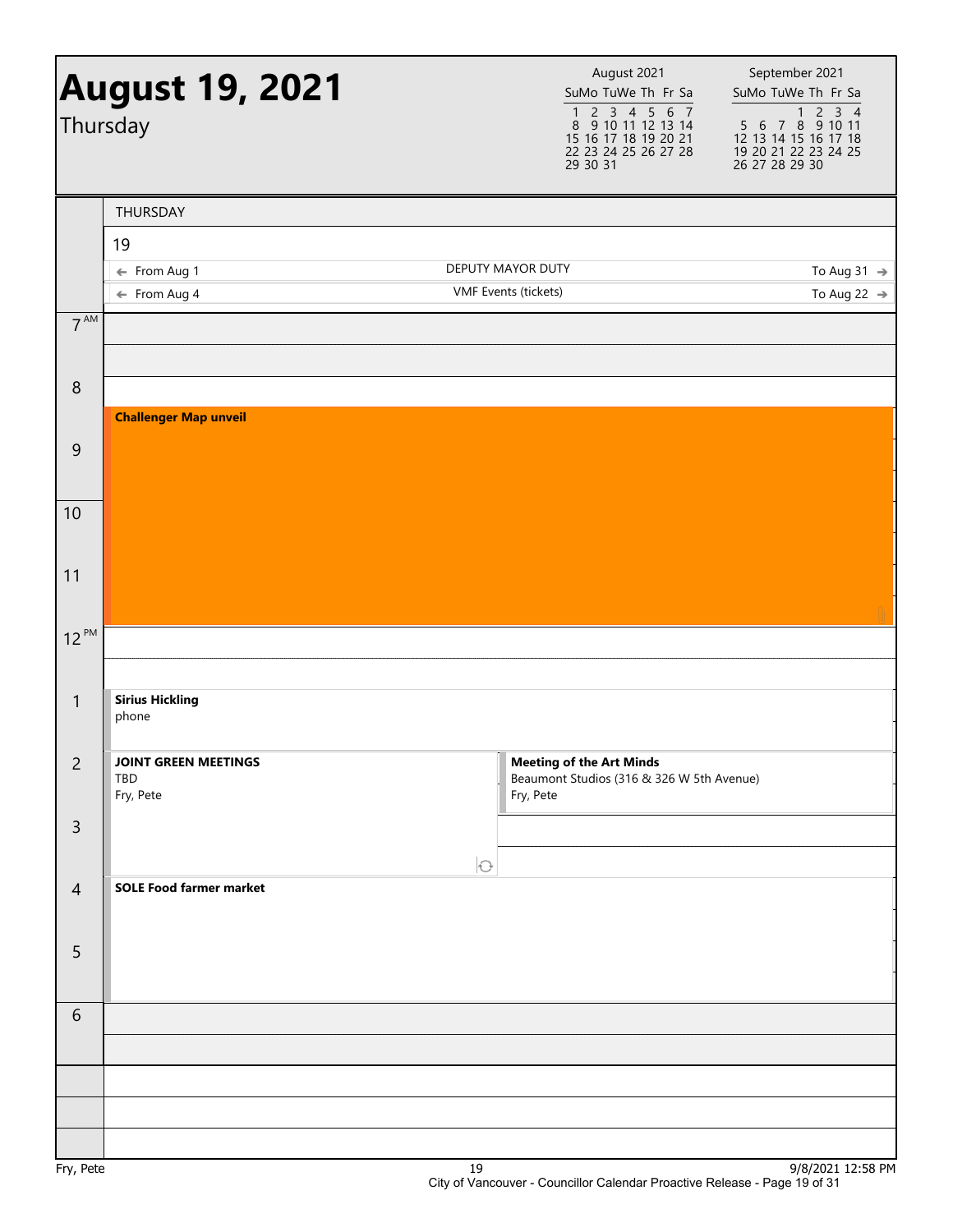# August 19, 2021

Thursday

| August 2021 | | | | | | |
|---|---|---|---|---|---|---|
| Su | Mo | Tu | We | Th | Fr | Sa |
| 1 | 2 | 3 | 4 | 5 | 6 | 7 |
| 8 | 9 | 10 | 11 | 12 | 13 | 14 |
| 15 | 16 | 17 | 18 | 19 | 20 | 21 |
| 22 | 23 | 24 | 25 | 26 | 27 | 28 |
| 29 | 30 | 31 | | | | |

| September 2021 | | | | | | |
|---|---|---|---|---|---|---|
| Su | Mo | Tu | We | Th | Fr | Sa |
| | | | 1 | 2 | 3 | 4 |
| 5 | 6 | 7 | 8 | 9 | 10 | 11 |
| 12 | 13 | 14 | 15 | 16 | 17 | 18 |
| 19 | 20 | 21 | 22 | 23 | 24 | 25 |
| 26 | 27 | 28 | 29 | 30 | | |

THURSDAY

19

- ← From Aug 1 — DEPUTY MAYOR DUTY — To Aug 31 →
- ← From Aug 4 — VMF Events (tickets) — To Aug 22 →

| Time | Event |
|---|---|
| 7 AM | |
| 8 | |
| 8:30 – 12 PM | **Challenger Map unveil** |
| 12 PM | |
| 1 | **Sirius Hickling** phone |
| 2 – 4 | **JOINT GREEN MEETINGS** TBD Fry, Pete |
| 2 – 3 | **Meeting of the Art Minds** Beaumont Studios (316 & 326 W 5th Avenue) Fry, Pete |
| 4 – 6 | **SOLE Food farmer market** |
| 6 | |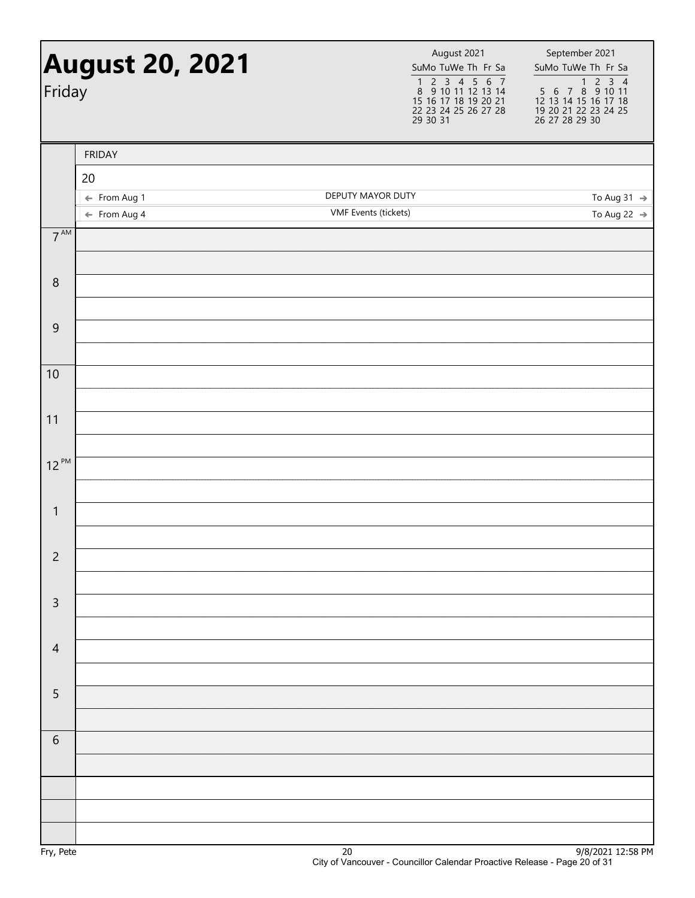# August 20, 2021

Friday

| August 2021 | | | | | | |
|---|---|---|---|---|---|---|
| Su | Mo | Tu | We | Th | Fr | Sa |
| 1 | 2 | 3 | 4 | 5 | 6 | 7 |
| 8 | 9 | 10 | 11 | 12 | 13 | 14 |
| 15 | 16 | 17 | 18 | 19 | 20 | 21 |
| 22 | 23 | 24 | 25 | 26 | 27 | 28 |
| 29 | 30 | 31 | | | | |

| September 2021 | | | | | | |
|---|---|---|---|---|---|---|
| Su | Mo | Tu | We | Th | Fr | Sa |
| | | | 1 | 2 | 3 | 4 |
| 5 | 6 | 7 | 8 | 9 | 10 | 11 |
| 12 | 13 | 14 | 15 | 16 | 17 | 18 |
| 19 | 20 | 21 | 22 | 23 | 24 | 25 |
| 26 | 27 | 28 | 29 | 30 | | |

FRIDAY

20

| From | Event | To |
|---|---|---|
| ← From Aug 1 | DEPUTY MAYOR DUTY | To Aug 31 → |
| ← From Aug 4 | VMF Events (tickets) | To Aug 22 → |

| Time | |
|---|---|
| 7 AM | |
| 8 | |
| 9 | |
| 10 | |
| 11 | |
| 12 PM | |
| 1 | |
| 2 | |
| 3 | |
| 4 | |
| 5 | |
| 6 | |

Fry, Pete

9/8/2021 12:58 PM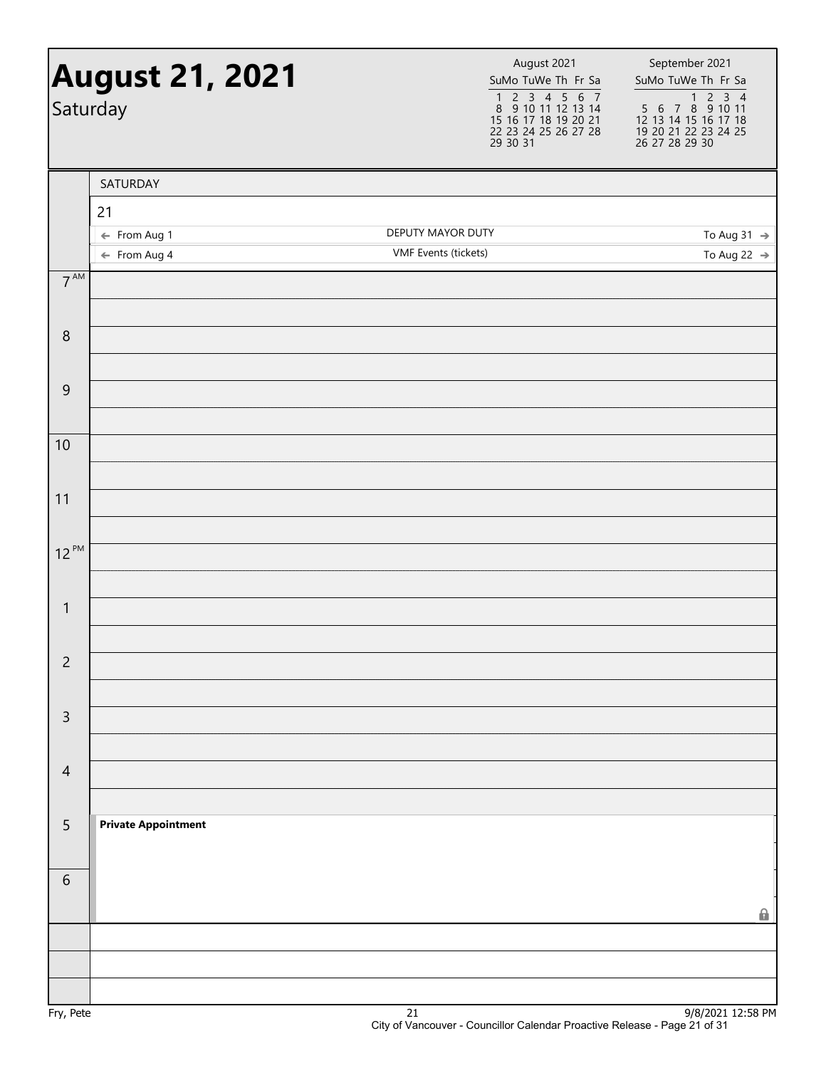# August 21, 2021

Saturday

| August 2021 | | | | | | |
|---|---|---|---|---|---|---|
| Su | Mo | Tu | We | Th | Fr | Sa |
| 1 | 2 | 3 | 4 | 5 | 6 | 7 |
| 8 | 9 | 10 | 11 | 12 | 13 | 14 |
| 15 | 16 | 17 | 18 | 19 | 20 | 21 |
| 22 | 23 | 24 | 25 | 26 | 27 | 28 |
| 29 | 30 | 31 | | | | |

| September 2021 | | | | | | |
|---|---|---|---|---|---|---|
| Su | Mo | Tu | We | Th | Fr | Sa |
| | | | 1 | 2 | 3 | 4 |
| 5 | 6 | 7 | 8 | 9 | 10 | 11 |
| 12 | 13 | 14 | 15 | 16 | 17 | 18 |
| 19 | 20 | 21 | 22 | 23 | 24 | 25 |
| 26 | 27 | 28 | 29 | 30 | | |

SATURDAY

21

| From | Event | To |
|---|---|---|
| ← From Aug 1 | DEPUTY MAYOR DUTY | To Aug 31 → |
| ← From Aug 4 | VMF Events (tickets) | To Aug 22 → |

| Time | Event |
|---|---|
| 7 AM | |
| 8 | |
| 9 | |
| 10 | |
| 11 | |
| 12 PM | |
| 1 | |
| 2 | |
| 3 | |
| 4 | |
| 5 | **Private Appointment** |
| 6 | |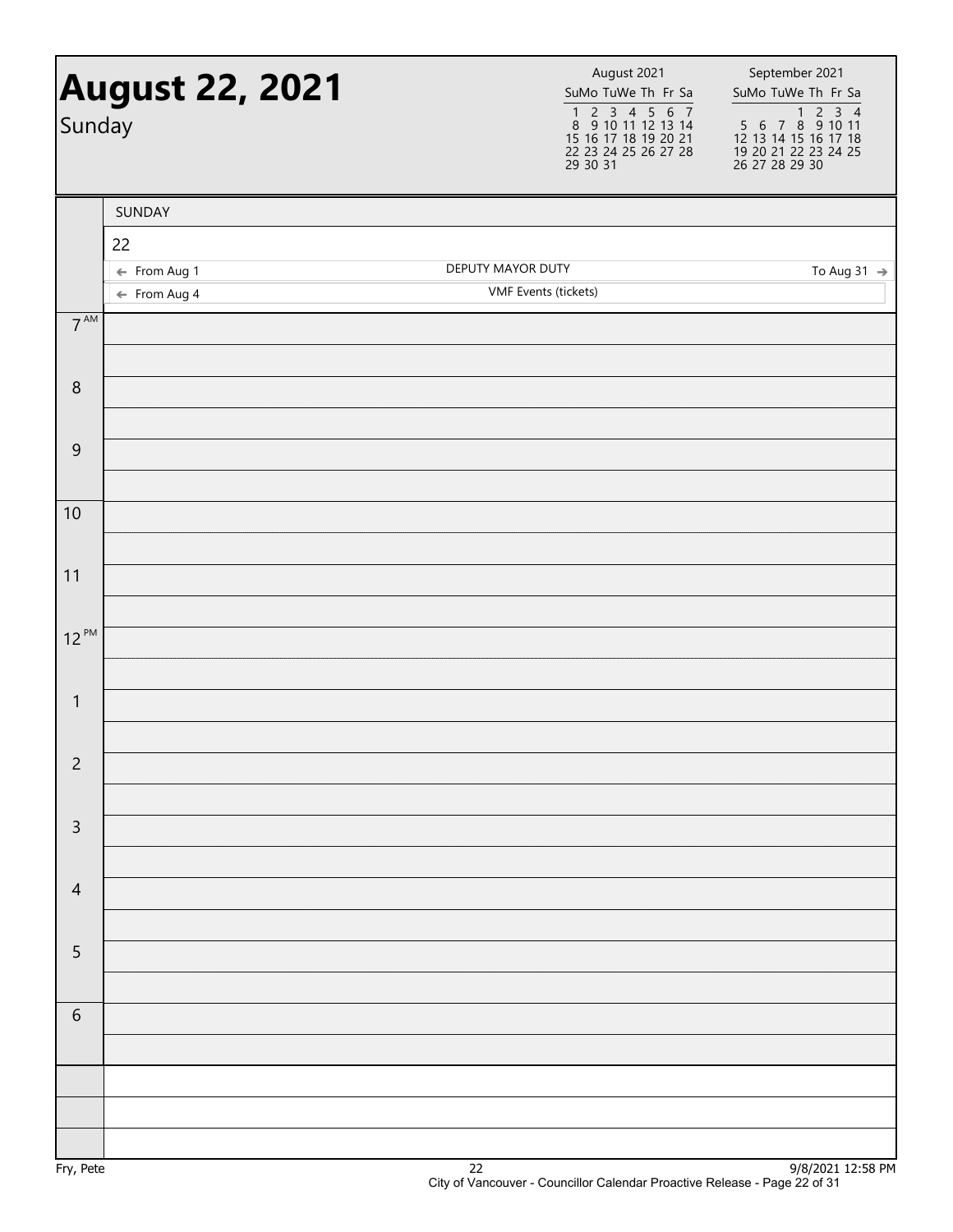# August 22, 2021

Sunday

| August 2021 | | | | | | |
|---|---|---|---|---|---|---|
| Su | Mo | Tu | We | Th | Fr | Sa |
| 1 | 2 | 3 | 4 | 5 | 6 | 7 |
| 8 | 9 | 10 | 11 | 12 | 13 | 14 |
| 15 | 16 | 17 | 18 | 19 | 20 | 21 |
| 22 | 23 | 24 | 25 | 26 | 27 | 28 |
| 29 | 30 | 31 | | | | |

| September 2021 | | | | | | |
|---|---|---|---|---|---|---|
| Su | Mo | Tu | We | Th | Fr | Sa |
| | | | 1 | 2 | 3 | 4 |
| 5 | 6 | 7 | 8 | 9 | 10 | 11 |
| 12 | 13 | 14 | 15 | 16 | 17 | 18 |
| 19 | 20 | 21 | 22 | 23 | 24 | 25 |
| 26 | 27 | 28 | 29 | 30 | | |

SUNDAY

22

- ← From Aug 1 — DEPUTY MAYOR DUTY — To Aug 31 →
- ← From Aug 4 — VMF Events (tickets)

| Time | |
|---|---|
| 7 AM | |
| 8 | |
| 9 | |
| 10 | |
| 11 | |
| 12 PM | |
| 1 | |
| 2 | |
| 3 | |
| 4 | |
| 5 | |
| 6 | |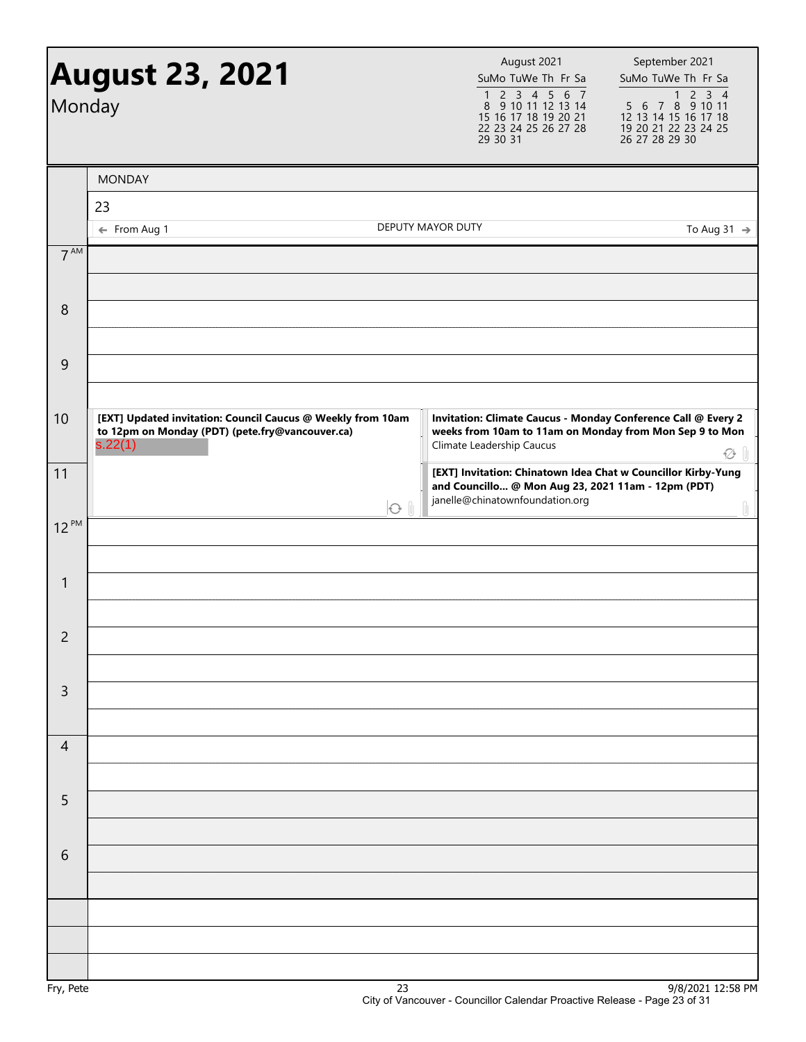# August 23, 2021

Monday

| August 2021 | | | | | | |
|---|---|---|---|---|---|---|
| Su | Mo | Tu | We | Th | Fr | Sa |
| 1 | 2 | 3 | 4 | 5 | 6 | 7 |
| 8 | 9 | 10 | 11 | 12 | 13 | 14 |
| 15 | 16 | 17 | 18 | 19 | 20 | 21 |
| 22 | 23 | 24 | 25 | 26 | 27 | 28 |
| 29 | 30 | 31 | | | | |

| September 2021 | | | | | | |
|---|---|---|---|---|---|---|
| Su | Mo | Tu | We | Th | Fr | Sa |
| | | | 1 | 2 | 3 | 4 |
| 5 | 6 | 7 | 8 | 9 | 10 | 11 |
| 12 | 13 | 14 | 15 | 16 | 17 | 18 |
| 19 | 20 | 21 | 22 | 23 | 24 | 25 |
| 26 | 27 | 28 | 29 | 30 | | |

MONDAY

23

← From Aug 1 — DEPUTY MAYOR DUTY — To Aug 31 →

| Time | Events |
|---|---|
| 7 AM | |
| 8 | |
| 9 | |
| 10 | **[EXT] Updated invitation: Council Caucus @ Weekly from 10am to 12pm on Monday (PDT) (pete.fry@vancouver.ca)** s.22(1) |
| 10 | **Invitation: Climate Caucus - Monday Conference Call @ Every 2 weeks from 10am to 11am on Monday from Mon Sep 9 to Mon** Climate Leadership Caucus |
| 11 | **[EXT] Invitation: Chinatown Idea Chat w Councillor Kirby-Yung and Councillo... @ Mon Aug 23, 2021 11am - 12pm (PDT)** janelle@chinatownfoundation.org |
| 12 PM | |
| 1 | |
| 2 | |
| 3 | |
| 4 | |
| 5 | |
| 6 | |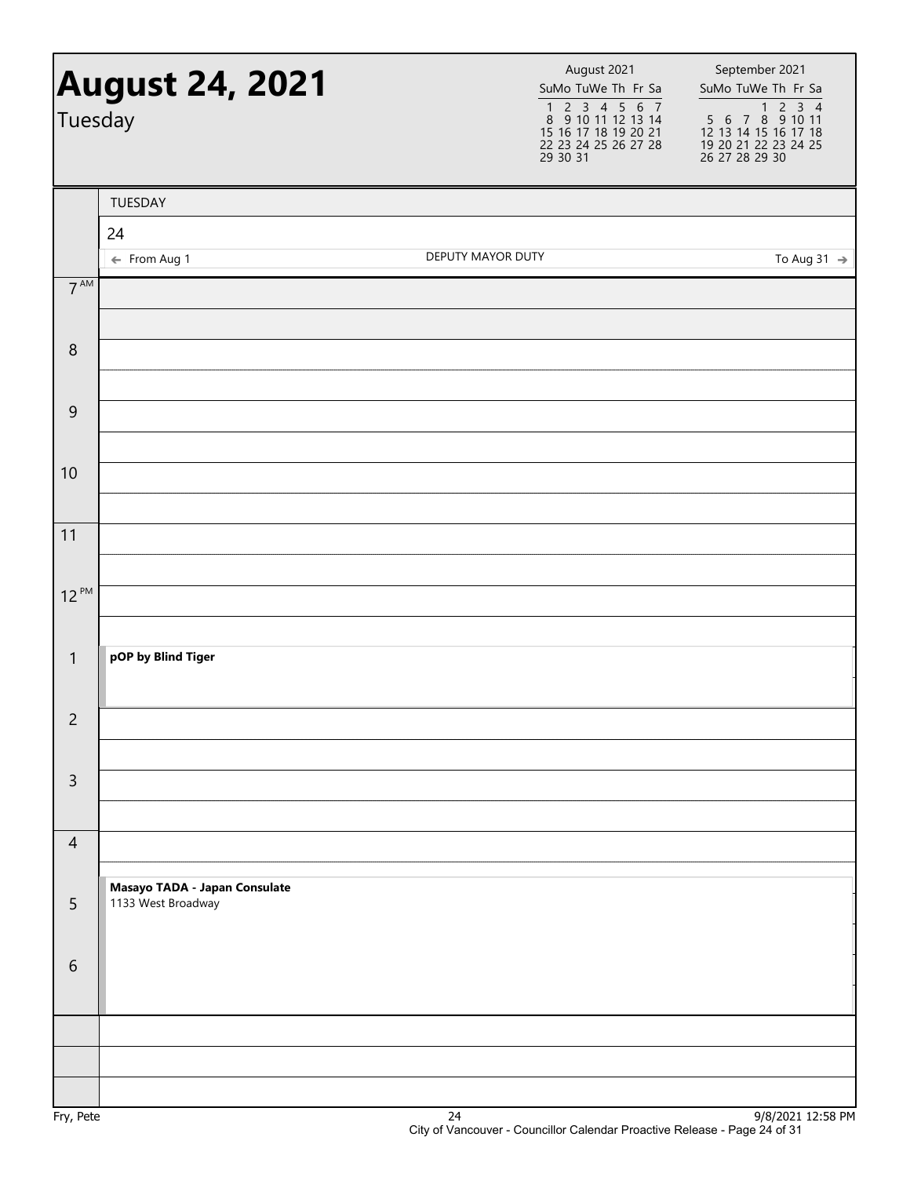# August 24, 2021

Tuesday

| August 2021 | | | | | | |
|---|---|---|---|---|---|---|
| Su | Mo | Tu | We | Th | Fr | Sa |
| 1 | 2 | 3 | 4 | 5 | 6 | 7 |
| 8 | 9 | 10 | 11 | 12 | 13 | 14 |
| 15 | 16 | 17 | 18 | 19 | 20 | 21 |
| 22 | 23 | 24 | 25 | 26 | 27 | 28 |
| 29 | 30 | 31 | | | | |

| September 2021 | | | | | | |
|---|---|---|---|---|---|---|
| Su | Mo | Tu | We | Th | Fr | Sa |
| | | | 1 | 2 | 3 | 4 |
| 5 | 6 | 7 | 8 | 9 | 10 | 11 |
| 12 | 13 | 14 | 15 | 16 | 17 | 18 |
| 19 | 20 | 21 | 22 | 23 | 24 | 25 |
| 26 | 27 | 28 | 29 | 30 | | |

TUESDAY

24

← From Aug 1 — DEPUTY MAYOR DUTY — To Aug 31 →

| Time | Event |
|---|---|
| 7 AM | |
| 8 | |
| 9 | |
| 10 | |
| 11 | |
| 12 PM | |
| 1 | **pOP by Blind Tiger** |
| 2 | |
| 3 | |
| 4 | |
| 4:30 | **Masayo TADA - Japan Consulate**<br>1133 West Broadway |
| 5 | |
| 6 | |

Fry, Pete

9/8/2021 12:58 PM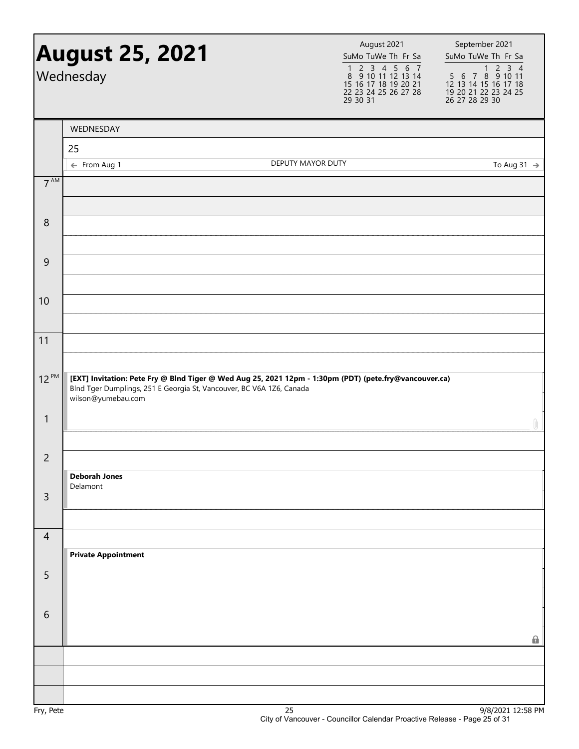# August 25, 2021

Wednesday

| August 2021 | | | | | | |
|---|---|---|---|---|---|---|
| Su | Mo | Tu | We | Th | Fr | Sa |
| 1 | 2 | 3 | 4 | 5 | 6 | 7 |
| 8 | 9 | 10 | 11 | 12 | 13 | 14 |
| 15 | 16 | 17 | 18 | 19 | 20 | 21 |
| 22 | 23 | 24 | 25 | 26 | 27 | 28 |
| 29 | 30 | 31 | | | | |

| September 2021 | | | | | | |
|---|---|---|---|---|---|---|
| Su | Mo | Tu | We | Th | Fr | Sa |
| | | | 1 | 2 | 3 | 4 |
| 5 | 6 | 7 | 8 | 9 | 10 | 11 |
| 12 | 13 | 14 | 15 | 16 | 17 | 18 |
| 19 | 20 | 21 | 22 | 23 | 24 | 25 |
| 26 | 27 | 28 | 29 | 30 | | |

WEDNESDAY

25

← From Aug 1 DEPUTY MAYOR DUTY To Aug 31 →

| Time | Event |
|---|---|
| 7 AM | |
| 8 | |
| 9 | |
| 10 | |
| 11 | |
| 12 PM | **[EXT] Invitation: Pete Fry @ Blnd Tiger @ Wed Aug 25, 2021 12pm - 1:30pm (PDT) (pete.fry@vancouver.ca)** Blnd Tger Dumplings, 251 E Georgia St, Vancouver, BC V6A 1Z6, Canada wilson@yumebau.com |
| 1 | |
| 2 | **Deborah Jones** Delamont |
| 3 | |
| 4 | **Private Appointment** |
| 5 | |
| 6 | |

Fry, Pete

City of Vancouver - Councillor Calendar Proactive Release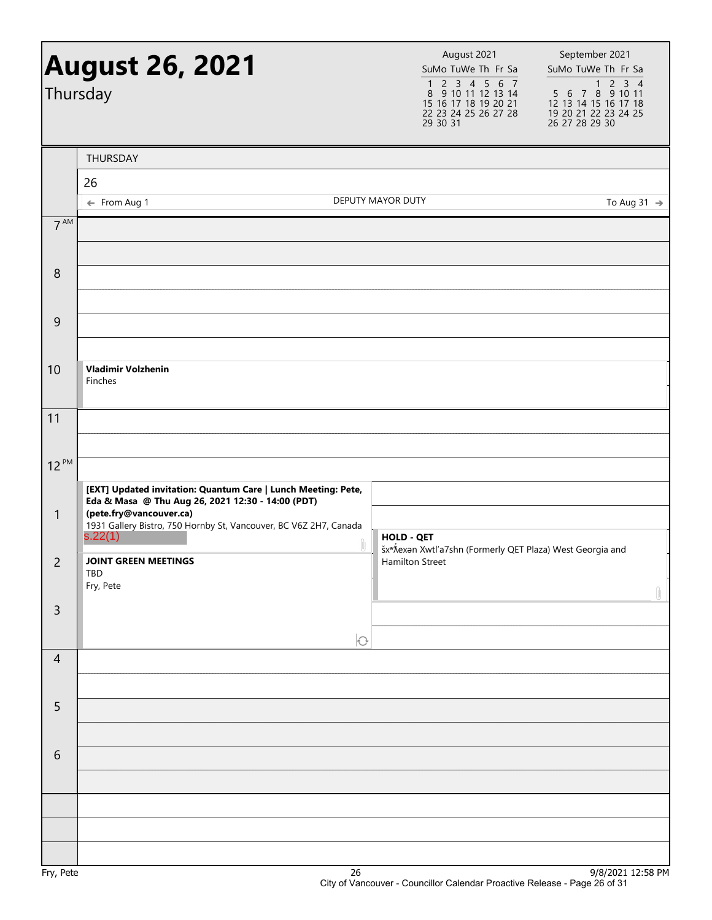# August 26, 2021

Thursday

| August 2021 | | | | | | |
|---|---|---|---|---|---|---|
| Su | Mo | Tu | We | Th | Fr | Sa |
| 1 | 2 | 3 | 4 | 5 | 6 | 7 |
| 8 | 9 | 10 | 11 | 12 | 13 | 14 |
| 15 | 16 | 17 | 18 | 19 | 20 | 21 |
| 22 | 23 | 24 | 25 | 26 | 27 | 28 |
| 29 | 30 | 31 | | | | |

| September 2021 | | | | | | |
|---|---|---|---|---|---|---|
| Su | Mo | Tu | We | Th | Fr | Sa |
| | | | 1 | 2 | 3 | 4 |
| 5 | 6 | 7 | 8 | 9 | 10 | 11 |
| 12 | 13 | 14 | 15 | 16 | 17 | 18 |
| 19 | 20 | 21 | 22 | 23 | 24 | 25 |
| 26 | 27 | 28 | 29 | 30 | | |

THURSDAY

26

← From Aug 1 — DEPUTY MAYOR DUTY — To Aug 31 →

**7 AM**

**8**

**9**

**10**

**Vladimir Volzhenin**
Finches

**11**

**12 PM**

**[EXT] Updated invitation: Quantum Care | Lunch Meeting: Pete, Eda & Masa @ Thu Aug 26, 2021 12:30 - 14:00 (PDT) (pete.fry@vancouver.ca)**
1931 Gallery Bistro, 750 Hornby St, Vancouver, BC V6Z 2H7, Canada
s.22(1)

**1**

**HOLD - QET**
šxʷƛ̓exən Xwtl'a7shn (Formerly QET Plaza) West Georgia and Hamilton Street

**2**

**JOINT GREEN MEETINGS**
TBD
Fry, Pete

**3**

**4**

**5**

**6**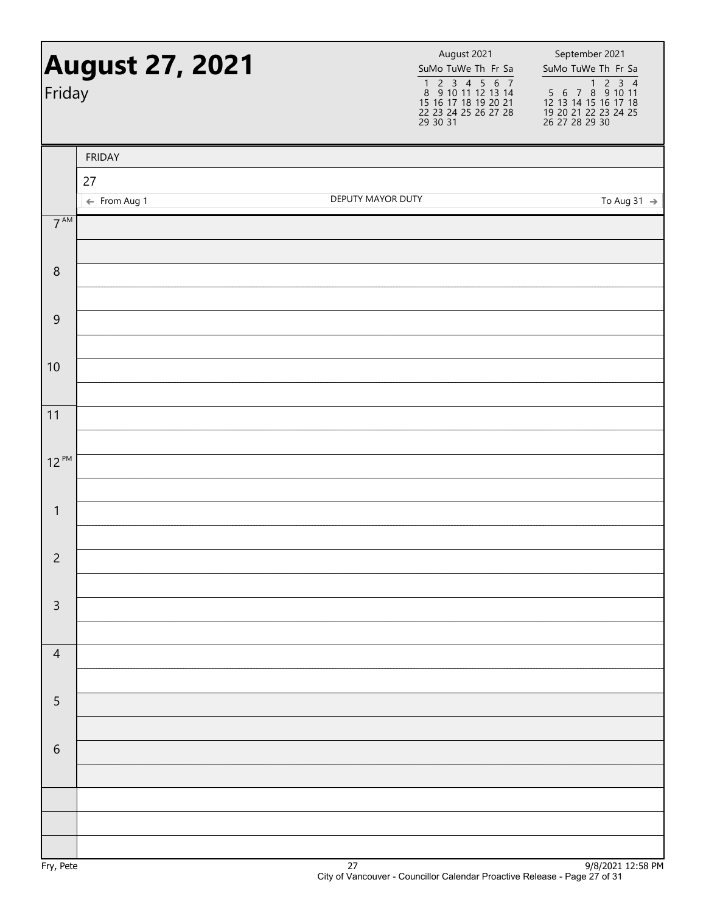# August 27, 2021

Friday

| August 2021 | | | | | | |
|---|---|---|---|---|---|---|
| Su | Mo | Tu | We | Th | Fr | Sa |
| 1 | 2 | 3 | 4 | 5 | 6 | 7 |
| 8 | 9 | 10 | 11 | 12 | 13 | 14 |
| 15 | 16 | 17 | 18 | 19 | 20 | 21 |
| 22 | 23 | 24 | 25 | 26 | 27 | 28 |
| 29 | 30 | 31 | | | | |

| September 2021 | | | | | | |
|---|---|---|---|---|---|---|
| Su | Mo | Tu | We | Th | Fr | Sa |
| | | | 1 | 2 | 3 | 4 |
| 5 | 6 | 7 | 8 | 9 | 10 | 11 |
| 12 | 13 | 14 | 15 | 16 | 17 | 18 |
| 19 | 20 | 21 | 22 | 23 | 24 | 25 |
| 26 | 27 | 28 | 29 | 30 | | |

FRIDAY

27

← From Aug 1 — DEPUTY MAYOR DUTY — To Aug 31 →

| Time | |
|---|---|
| 7 AM | |
| 8 | |
| 9 | |
| 10 | |
| 11 | |
| 12 PM | |
| 1 | |
| 2 | |
| 3 | |
| 4 | |
| 5 | |
| 6 | |

Fry, Pete

9/8/2021 12:58 PM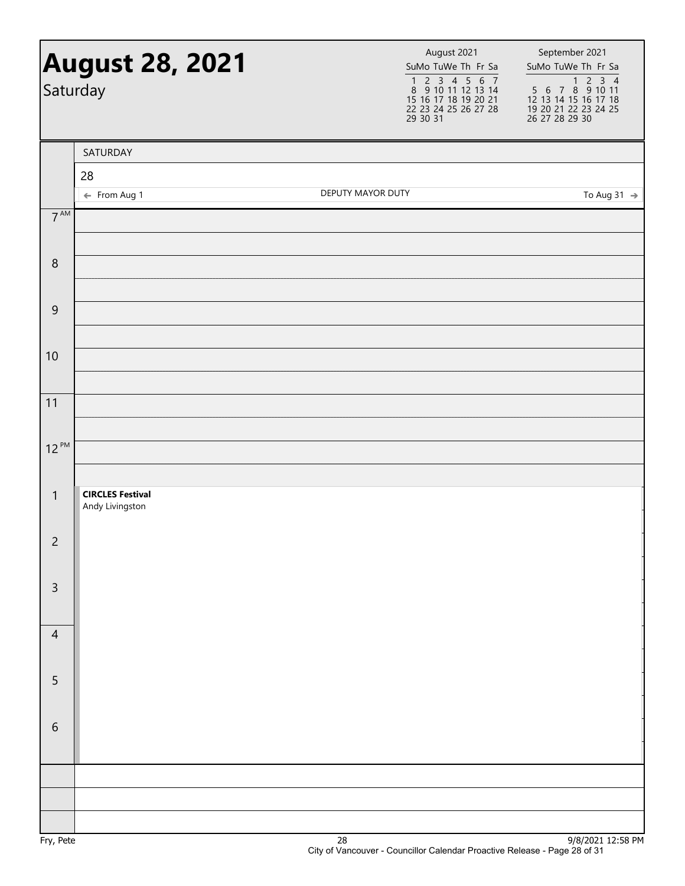# August 28, 2021

Saturday

| August 2021 | | | | | | |
|---|---|---|---|---|---|---|
| Su | Mo | Tu | We | Th | Fr | Sa |
| 1 | 2 | 3 | 4 | 5 | 6 | 7 |
| 8 | 9 | 10 | 11 | 12 | 13 | 14 |
| 15 | 16 | 17 | 18 | 19 | 20 | 21 |
| 22 | 23 | 24 | 25 | 26 | 27 | 28 |
| 29 | 30 | 31 | | | | |

| September 2021 | | | | | | |
|---|---|---|---|---|---|---|
| Su | Mo | Tu | We | Th | Fr | Sa |
| | | | 1 | 2 | 3 | 4 |
| 5 | 6 | 7 | 8 | 9 | 10 | 11 |
| 12 | 13 | 14 | 15 | 16 | 17 | 18 |
| 19 | 20 | 21 | 22 | 23 | 24 | 25 |
| 26 | 27 | 28 | 29 | 30 | | |

SATURDAY

28

← From Aug 1 — DEPUTY MAYOR DUTY — To Aug 31 →

| Time | Event |
|---|---|
| 7 AM | |
| 8 | |
| 9 | |
| 10 | |
| 11 | |
| 12 PM | |
| 1 | **CIRCLES Festival** Andy Livingston |
| 2 | |
| 3 | |
| 4 | |
| 5 | |
| 6 | |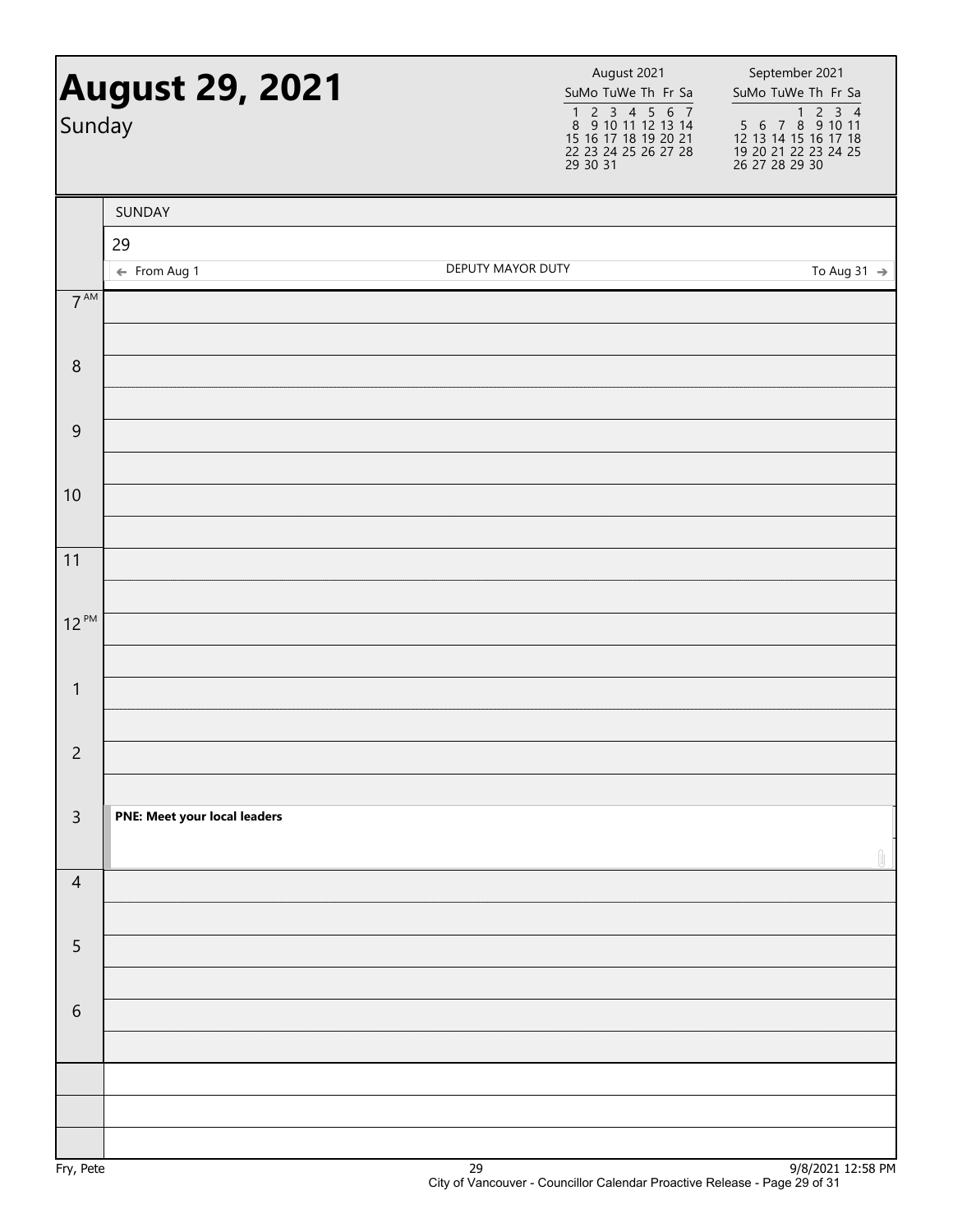# August 29, 2021

Sunday

| August 2021 | | | | | | |
|---|---|---|---|---|---|---|
| Su | Mo | Tu | We | Th | Fr | Sa |
| 1 | 2 | 3 | 4 | 5 | 6 | 7 |
| 8 | 9 | 10 | 11 | 12 | 13 | 14 |
| 15 | 16 | 17 | 18 | 19 | 20 | 21 |
| 22 | 23 | 24 | 25 | 26 | 27 | 28 |
| 29 | 30 | 31 | | | | |

| September 2021 | | | | | | |
|---|---|---|---|---|---|---|
| Su | Mo | Tu | We | Th | Fr | Sa |
| | | | 1 | 2 | 3 | 4 |
| 5 | 6 | 7 | 8 | 9 | 10 | 11 |
| 12 | 13 | 14 | 15 | 16 | 17 | 18 |
| 19 | 20 | 21 | 22 | 23 | 24 | 25 |
| 26 | 27 | 28 | 29 | 30 | | |

SUNDAY

29

← From Aug 1 — DEPUTY MAYOR DUTY — To Aug 31 →

| Time | Event |
|---|---|
| 7 AM | |
| 8 | |
| 9 | |
| 10 | |
| 11 | |
| 12 PM | |
| 1 | |
| 2 | |
| 3 | **PNE: Meet your local leaders** |
| 4 | |
| 5 | |
| 6 | |

Fry, Pete

9/8/2021 12:58 PM

City of Vancouver - Councillor Calendar Proactive Release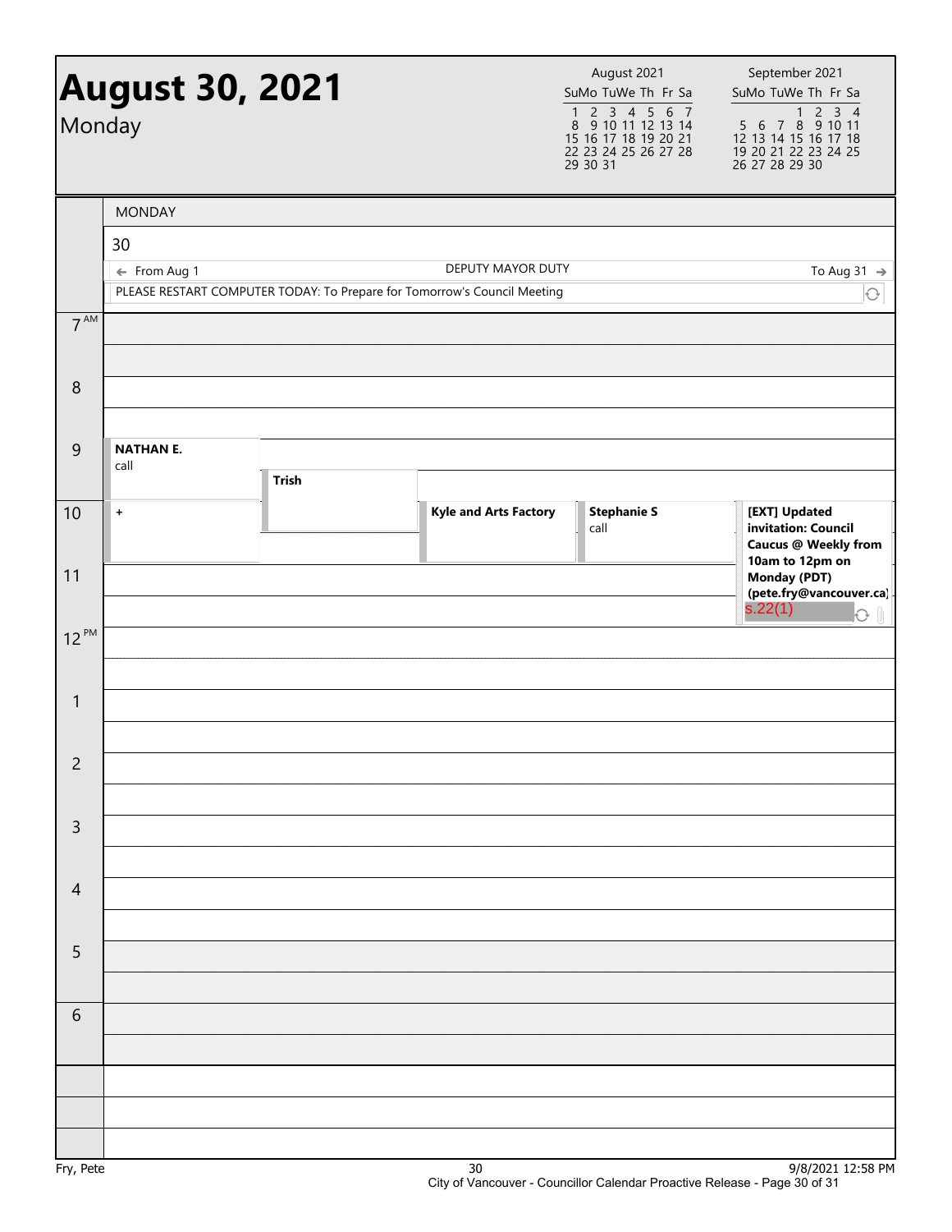# August 30, 2021

Monday

| August 2021 | | | | | | |
|---|---|---|---|---|---|---|
| Su | Mo | Tu | We | Th | Fr | Sa |
| 1 | 2 | 3 | 4 | 5 | 6 | 7 |
| 8 | 9 | 10 | 11 | 12 | 13 | 14 |
| 15 | 16 | 17 | 18 | 19 | 20 | 21 |
| 22 | 23 | 24 | 25 | 26 | 27 | 28 |
| 29 | 30 | 31 | | | | |

| September 2021 | | | | | | |
|---|---|---|---|---|---|---|
| Su | Mo | Tu | We | Th | Fr | Sa |
| | | | 1 | 2 | 3 | 4 |
| 5 | 6 | 7 | 8 | 9 | 10 | 11 |
| 12 | 13 | 14 | 15 | 16 | 17 | 18 |
| 19 | 20 | 21 | 22 | 23 | 24 | 25 |
| 26 | 27 | 28 | 29 | 30 | | |

MONDAY

30

← From Aug 1 — DEPUTY MAYOR DUTY — To Aug 31 →

PLEASE RESTART COMPUTER TODAY: To Prepare for Tomorrow's Council Meeting

| Time | Events |
|---|---|
| 7 AM | |
| 8 | |
| 9 | **NATHAN E.** call; **Trish** |
| 10 | **+**; **Kyle and Arts Factory**; **Stephanie S** call; **[EXT] Updated invitation: Council Caucus @ Weekly from 10am to 12pm on Monday (PDT) (pete.fry@vancouver.ca)** s.22(1) |
| 11 | |
| 12 PM | |
| 1 | |
| 2 | |
| 3 | |
| 4 | |
| 5 | |
| 6 | |

Fry, Pete — 9/8/2021 12:58 PM

City of Vancouver - Councillor Calendar Proactive Release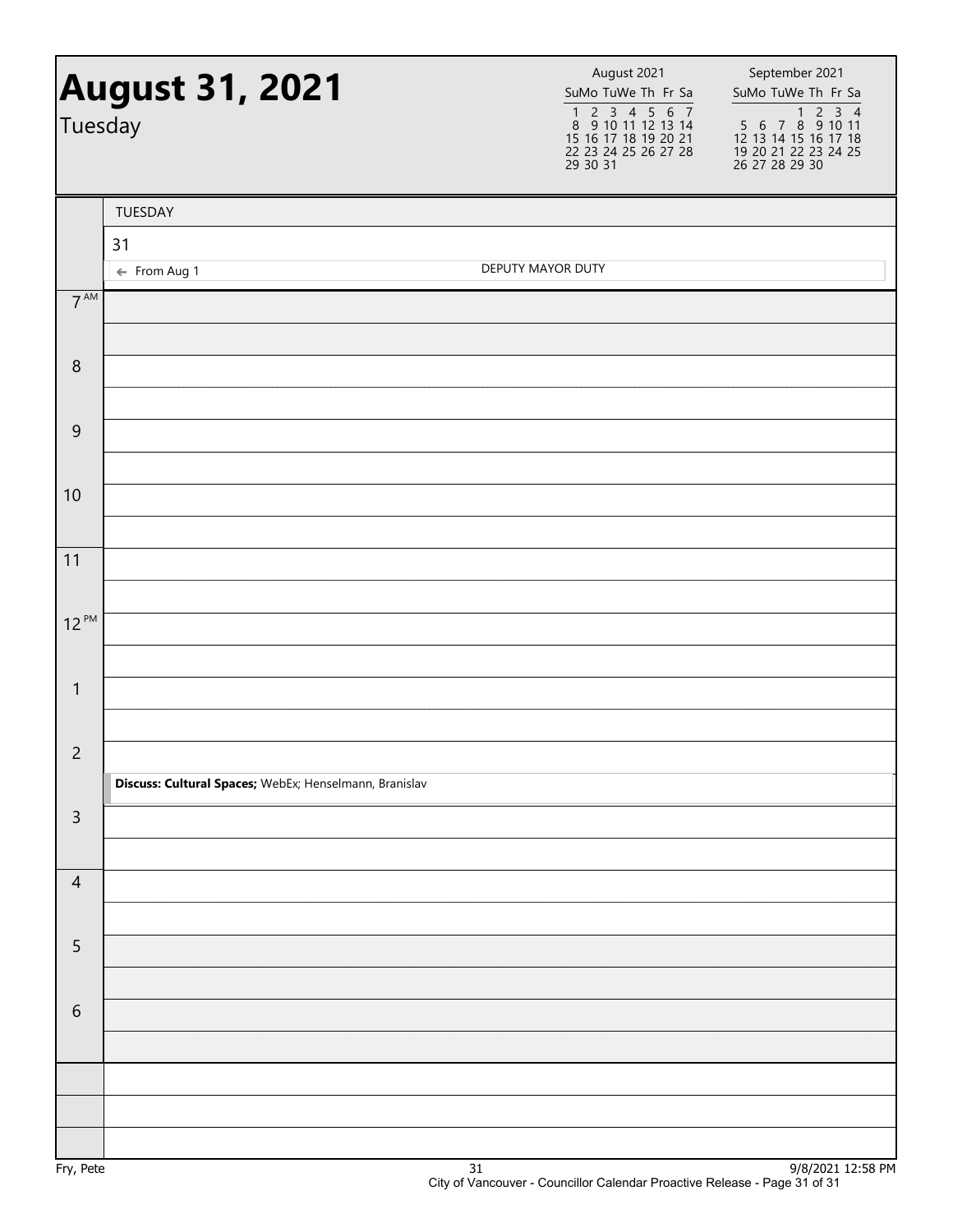# August 31, 2021

Tuesday

| August 2021 | | | | | | |
|---|---|---|---|---|---|---|
| Su | Mo | Tu | We | Th | Fr | Sa |
| 1 | 2 | 3 | 4 | 5 | 6 | 7 |
| 8 | 9 | 10 | 11 | 12 | 13 | 14 |
| 15 | 16 | 17 | 18 | 19 | 20 | 21 |
| 22 | 23 | 24 | 25 | 26 | 27 | 28 |
| 29 | 30 | 31 | | | | |

| September 2021 | | | | | | |
|---|---|---|---|---|---|---|
| Su | Mo | Tu | We | Th | Fr | Sa |
| | | | 1 | 2 | 3 | 4 |
| 5 | 6 | 7 | 8 | 9 | 10 | 11 |
| 12 | 13 | 14 | 15 | 16 | 17 | 18 |
| 19 | 20 | 21 | 22 | 23 | 24 | 25 |
| 26 | 27 | 28 | 29 | 30 | | |

TUESDAY

31

← From Aug 1 — DEPUTY MAYOR DUTY

| Time | Event |
|---|---|
| 7 AM | |
| 8 | |
| 9 | |
| 10 | |
| 11 | |
| 12 PM | |
| 1 | |
| 2 | |
| 2:30 | **Discuss: Cultural Spaces;** WebEx; Henselmann, Branislav |
| 3 | |
| 4 | |
| 5 | |
| 6 | |

Fry, Pete

9/8/2021 12:58 PM